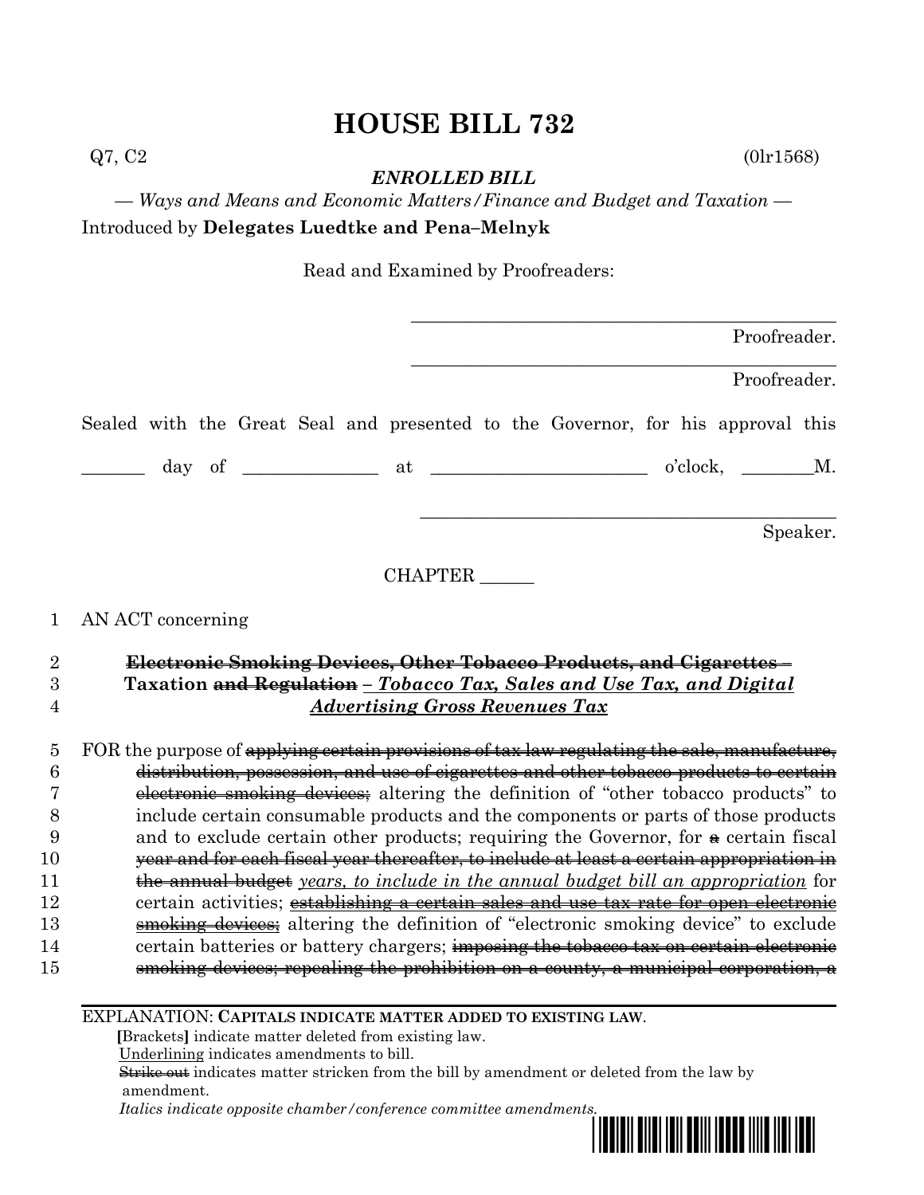# HOUSE BILL 732

Q7, C2 (0lr1568)

***ENROLLED BILL***

*— Ways and Means and Economic Matters/Finance and Budget and Taxation —*

Introduced by **Delegates Luedtke and Pena–Melnyk**

Read and Examined by Proofreaders:

_______________________________________________ Proofreader.

_______________________________________________ Proofreader.

Sealed with the Great Seal and presented to the Governor, for his approval this

_______ day of ______________ at ________________________ o'clock, ________M.

_______________________________________________ Speaker.

CHAPTER ______

1 AN ACT concerning

2 **~~Electronic Smoking Devices, Other Tobacco Products, and Cigarettes –~~**
3 **Taxation ~~and Regulation~~** ***<u>– Tobacco Tax, Sales and Use Tax, and Digital</u>***
4 ***<u>Advertising Gross Revenues Tax</u>***

5 FOR the purpose of ~~applying certain provisions of tax law regulating the sale, manufacture,~~
6 ~~distribution, possession, and use of cigarettes and other tobacco products to certain~~
7 ~~electronic smoking devices;~~ altering the definition of "other tobacco products" to
8 include certain consumable products and the components or parts of those products
9 and to exclude certain other products; requiring the Governor, for ~~a~~ certain fiscal
10 ~~year and for each fiscal year thereafter, to include at least a certain appropriation in~~
11 ~~the annual budget~~ *<u>years, to include in the annual budget bill an appropriation</u>* for
12 certain activities; ~~establishing a certain sales and use tax rate for open electronic~~
13 ~~smoking devices;~~ altering the definition of "electronic smoking device" to exclude
14 certain batteries or battery chargers; ~~imposing the tobacco tax on certain electronic~~
15 ~~smoking devices; repealing the prohibition on a county, a municipal corporation, a~~

EXPLANATION: **CAPITALS INDICATE MATTER ADDED TO EXISTING LAW.**
**[**Brackets**]** indicate matter deleted from existing law.
<u>Underlining</u> indicates amendments to bill.
~~Strike out~~ indicates matter stricken from the bill by amendment or deleted from the law by amendment.
*Italics indicate opposite chamber/conference committee amendments.*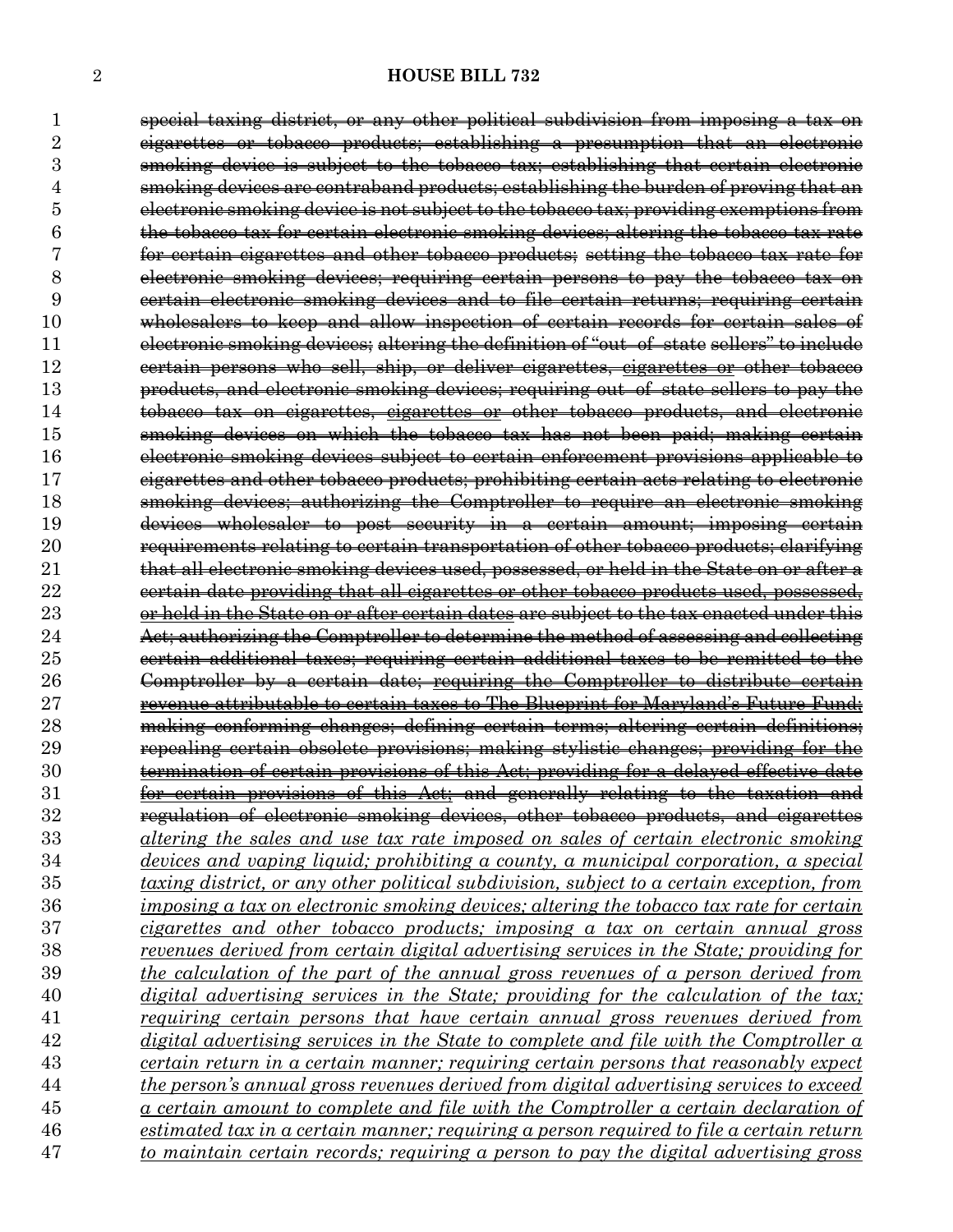~~special taxing district, or any other political subdivision from imposing a tax on cigarettes or tobacco products; establishing a presumption that an electronic smoking device is subject to the tobacco tax; establishing that certain electronic smoking devices are contraband products; establishing the burden of proving that an electronic smoking device is not subject to the tobacco tax; providing exemptions from the tobacco tax for certain electronic smoking devices; altering the tobacco tax rate for certain cigarettes and other tobacco products; setting the tobacco tax rate for electronic smoking devices; requiring certain persons to pay the tobacco tax on certain electronic smoking devices and to file certain returns; requiring certain wholesalers to keep and allow inspection of certain records for certain sales of electronic smoking devices; altering the definition of "out–of–state sellers" to include certain persons who sell, ship, or deliver cigarettes, cigarettes or other tobacco products, and electronic smoking devices; requiring out–of–state sellers to pay the tobacco tax on cigarettes, cigarettes or other tobacco products, and electronic smoking devices on which the tobacco tax has not been paid; making certain electronic smoking devices subject to certain enforcement provisions applicable to cigarettes and other tobacco products; prohibiting certain acts relating to electronic smoking devices; authorizing the Comptroller to require an electronic smoking devices wholesaler to post security in a certain amount; imposing certain requirements relating to certain transportation of other tobacco products; clarifying that all electronic smoking devices used, possessed, or held in the State on or after a certain date providing that all cigarettes or other tobacco products used, possessed, or held in the State on or after certain dates are subject to the tax enacted under this Act; authorizing the Comptroller to determine the method of assessing and collecting certain additional taxes; requiring certain additional taxes to be remitted to the Comptroller by a certain date; requiring the Comptroller to distribute certain revenue attributable to certain taxes to The Blueprint for Maryland's Future Fund; making conforming changes; defining certain terms; altering certain definitions; repealing certain obsolete provisions; making stylistic changes; providing for the termination of certain provisions of this Act; providing for a delayed effective date for certain provisions of this Act; and generally relating to the taxation and regulation of electronic smoking devices, other tobacco products, and cigarettes~~ *altering the sales and use tax rate imposed on sales of certain electronic smoking devices and vaping liquid; prohibiting a county, a municipal corporation, a special taxing district, or any other political subdivision, subject to a certain exception, from imposing a tax on electronic smoking devices; altering the tobacco tax rate for certain cigarettes and other tobacco products; imposing a tax on certain annual gross revenues derived from certain digital advertising services in the State; providing for the calculation of the part of the annual gross revenues of a person derived from digital advertising services in the State; providing for the calculation of the tax; requiring certain persons that have certain annual gross revenues derived from digital advertising services in the State to complete and file with the Comptroller a certain return in a certain manner; requiring certain persons that reasonably expect the person's annual gross revenues derived from digital advertising services to exceed a certain amount to complete and file with the Comptroller a certain declaration of estimated tax in a certain manner; requiring a person required to file a certain return to maintain certain records; requiring a person to pay the digital advertising gross*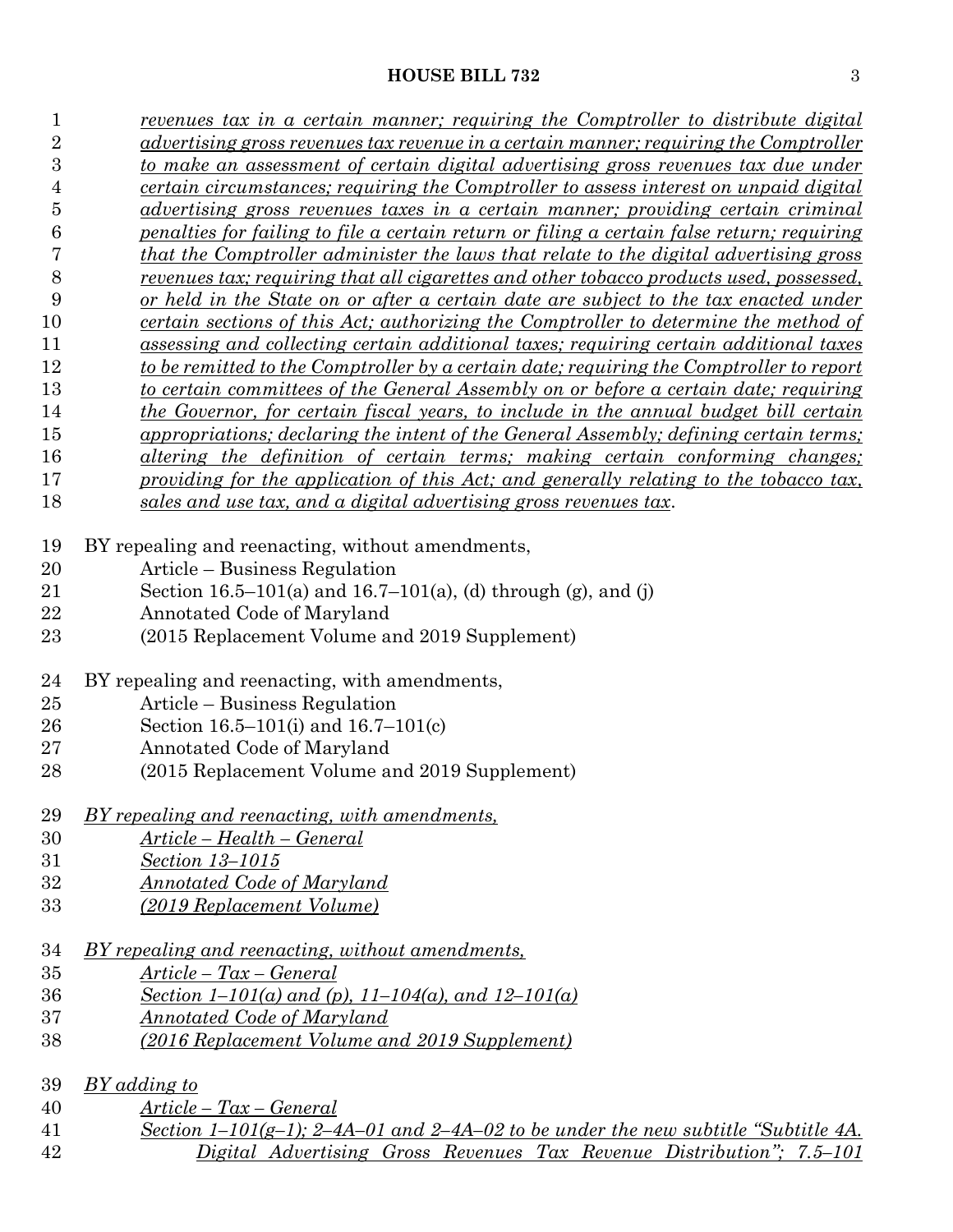*revenues tax in a certain manner; requiring the Comptroller to distribute digital advertising gross revenues tax revenue in a certain manner; requiring the Comptroller to make an assessment of certain digital advertising gross revenues tax due under certain circumstances; requiring the Comptroller to assess interest on unpaid digital advertising gross revenues taxes in a certain manner; providing certain criminal penalties for failing to file a certain return or filing a certain false return; requiring that the Comptroller administer the laws that relate to the digital advertising gross revenues tax; requiring that all cigarettes and other tobacco products used, possessed, or held in the State on or after a certain date are subject to the tax enacted under certain sections of this Act; authorizing the Comptroller to determine the method of assessing and collecting certain additional taxes; requiring certain additional taxes to be remitted to the Comptroller by a certain date; requiring the Comptroller to report to certain committees of the General Assembly on or before a certain date; requiring the Governor, for certain fiscal years, to include in the annual budget bill certain appropriations; declaring the intent of the General Assembly; defining certain terms; altering the definition of certain terms; making certain conforming changes; providing for the application of this Act; and generally relating to the tobacco tax, sales and use tax, and a digital advertising gross revenues tax.*

BY repealing and reenacting, without amendments,
Article – Business Regulation
Section 16.5–101(a) and 16.7–101(a), (d) through (g), and (j)
Annotated Code of Maryland
(2015 Replacement Volume and 2019 Supplement)

BY repealing and reenacting, with amendments,
Article – Business Regulation
Section 16.5–101(i) and 16.7–101(c)
Annotated Code of Maryland
(2015 Replacement Volume and 2019 Supplement)

*BY repealing and reenacting, with amendments,*
*Article – Health – General*
*Section 13–1015*
*Annotated Code of Maryland*
*(2019 Replacement Volume)*

*BY repealing and reenacting, without amendments,*
*Article – Tax – General*
*Section 1–101(a) and (p), 11–104(a), and 12–101(a)*
*Annotated Code of Maryland*
*(2016 Replacement Volume and 2019 Supplement)*

*BY adding to*
*Article – Tax – General*
*Section 1–101(g–1); 2–4A–01 and 2–4A–02 to be under the new subtitle "Subtitle 4A. Digital Advertising Gross Revenues Tax Revenue Distribution"; 7.5–101*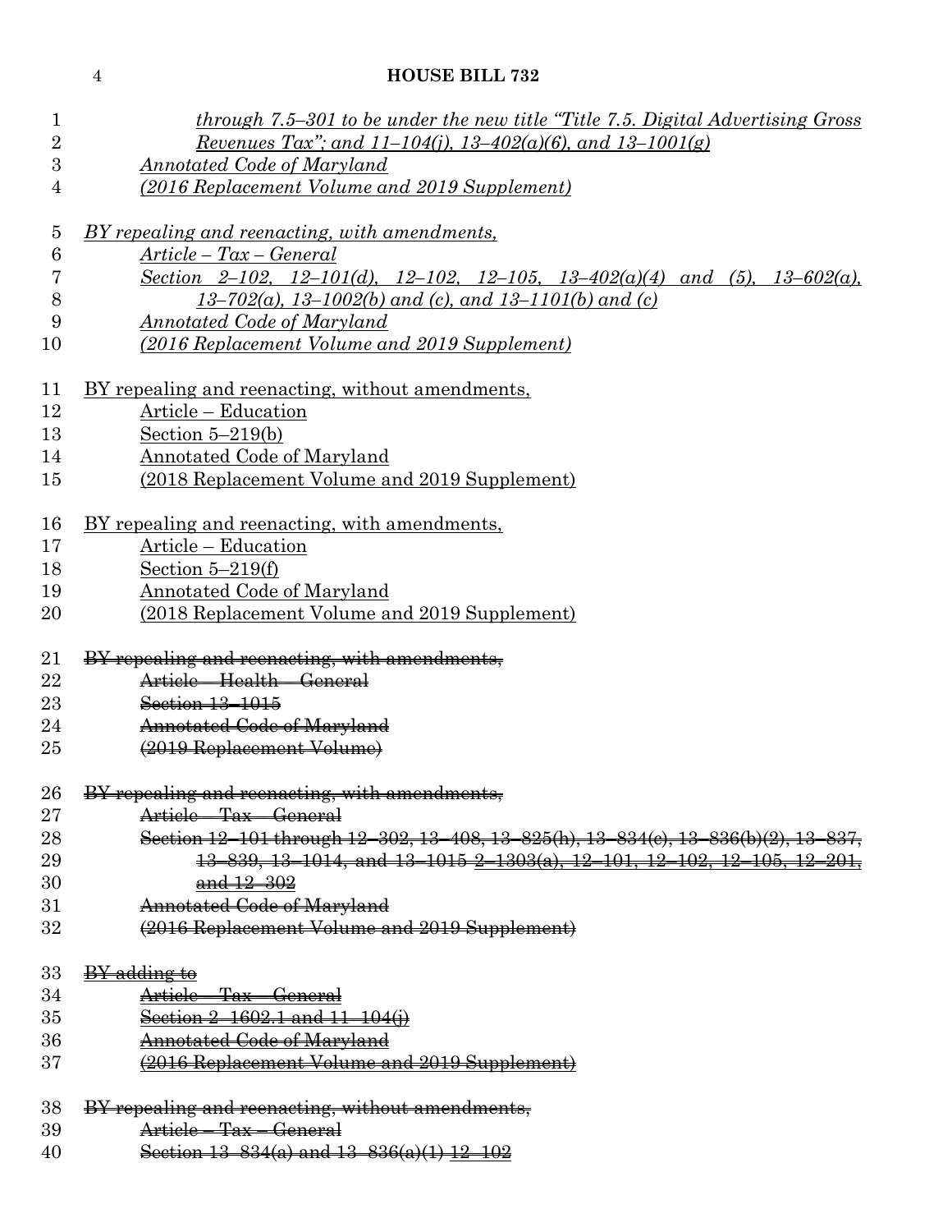*through 7.5–301 to be under the new title "Title 7.5. Digital Advertising Gross Revenues Tax"; and 11–104(j), 13–402(a)(6), and 13–1001(g)*
*Annotated Code of Maryland*
*(2016 Replacement Volume and 2019 Supplement)*

*BY repealing and reenacting, with amendments,*
*Article – Tax – General*
*Section 2–102, 12–101(d), 12–102, 12–105, 13–402(a)(4) and (5), 13–602(a), 13–702(a), 13–1002(b) and (c), and 13–1101(b) and (c)*
*Annotated Code of Maryland*
*(2016 Replacement Volume and 2019 Supplement)*

BY repealing and reenacting, without amendments,
Article – Education
Section 5–219(b)
Annotated Code of Maryland
(2018 Replacement Volume and 2019 Supplement)

BY repealing and reenacting, with amendments,
Article – Education
Section 5–219(f)
Annotated Code of Maryland
(2018 Replacement Volume and 2019 Supplement)

~~BY repealing and reenacting, with amendments,~~
~~Article – Health – General~~
~~Section 13–1015~~
~~Annotated Code of Maryland~~
~~(2019 Replacement Volume)~~

~~BY repealing and reenacting, with amendments,~~
~~Article – Tax – General~~
~~Section 12–101 through 12–302, 13–408, 13–825(h), 13–834(c), 13–836(b)(2), 13–837, 13–839, 13–1014, and 13–1015 2–1303(a), 12–101, 12–102, 12–105, 12–201, and 12–302~~
~~Annotated Code of Maryland~~
~~(2016 Replacement Volume and 2019 Supplement)~~

~~BY adding to~~
~~Article – Tax – General~~
~~Section 2–1602.1 and 11–104(j)~~
~~Annotated Code of Maryland~~
~~(2016 Replacement Volume and 2019 Supplement)~~

~~BY repealing and reenacting, without amendments,~~
~~Article – Tax – General~~
~~Section 13–834(a) and 13–836(a)(1) 12–102~~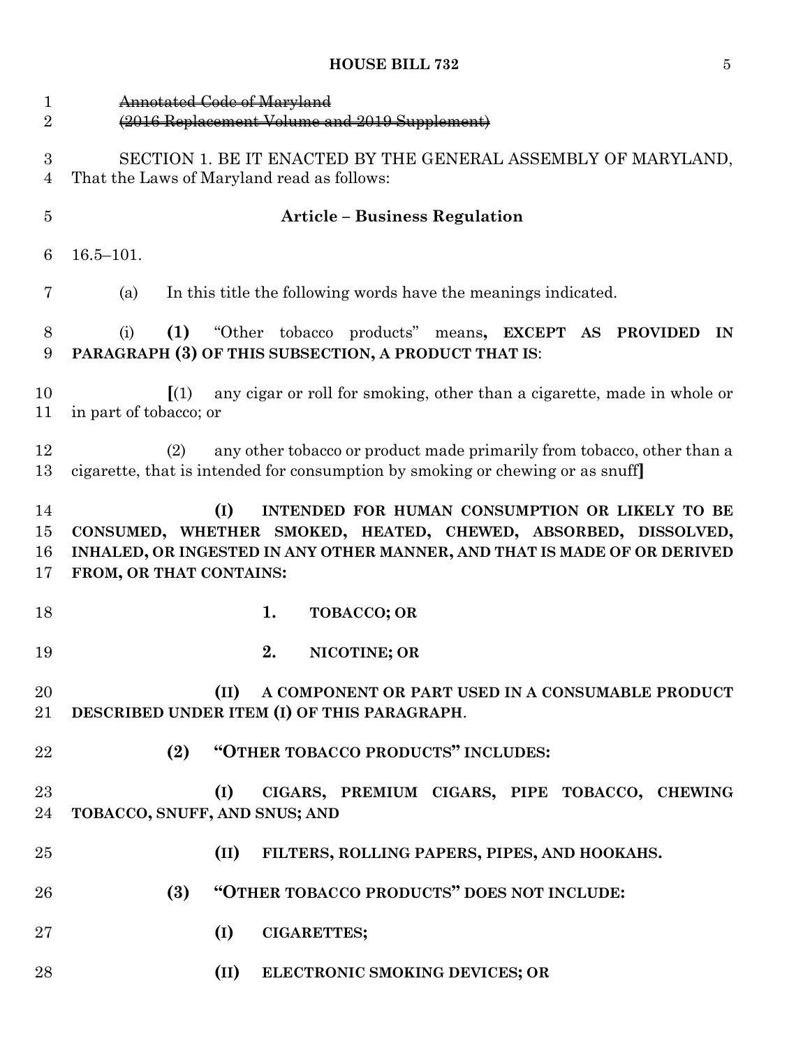~~Annotated Code of Maryland~~
~~(2016 Replacement Volume and 2019 Supplement)~~

SECTION 1. BE IT ENACTED BY THE GENERAL ASSEMBLY OF MARYLAND, That the Laws of Maryland read as follows:

**Article – Business Regulation**

16.5–101.

(a) In this title the following words have the meanings indicated.

(i) **(1)** "Other tobacco products" means**, EXCEPT AS PROVIDED IN PARAGRAPH (3) OF THIS SUBSECTION, A PRODUCT THAT IS**:

**[**(1) any cigar or roll for smoking, other than a cigarette, made in whole or in part of tobacco; or

(2) any other tobacco or product made primarily from tobacco, other than a cigarette, that is intended for consumption by smoking or chewing or as snuff**]**

**(I) INTENDED FOR HUMAN CONSUMPTION OR LIKELY TO BE CONSUMED, WHETHER SMOKED, HEATED, CHEWED, ABSORBED, DISSOLVED, INHALED, OR INGESTED IN ANY OTHER MANNER, AND THAT IS MADE OF OR DERIVED FROM, OR THAT CONTAINS:**

**1. TOBACCO; OR**

**2. NICOTINE; OR**

**(II) A COMPONENT OR PART USED IN A CONSUMABLE PRODUCT DESCRIBED UNDER ITEM (I) OF THIS PARAGRAPH**.

**(2) "OTHER TOBACCO PRODUCTS" INCLUDES:**

**(I) CIGARS, PREMIUM CIGARS, PIPE TOBACCO, CHEWING TOBACCO, SNUFF, AND SNUS; AND**

**(II) FILTERS, ROLLING PAPERS, PIPES, AND HOOKAHS.**

**(3) "OTHER TOBACCO PRODUCTS" DOES NOT INCLUDE:**

**(I) CIGARETTES;**

**(II) ELECTRONIC SMOKING DEVICES; OR**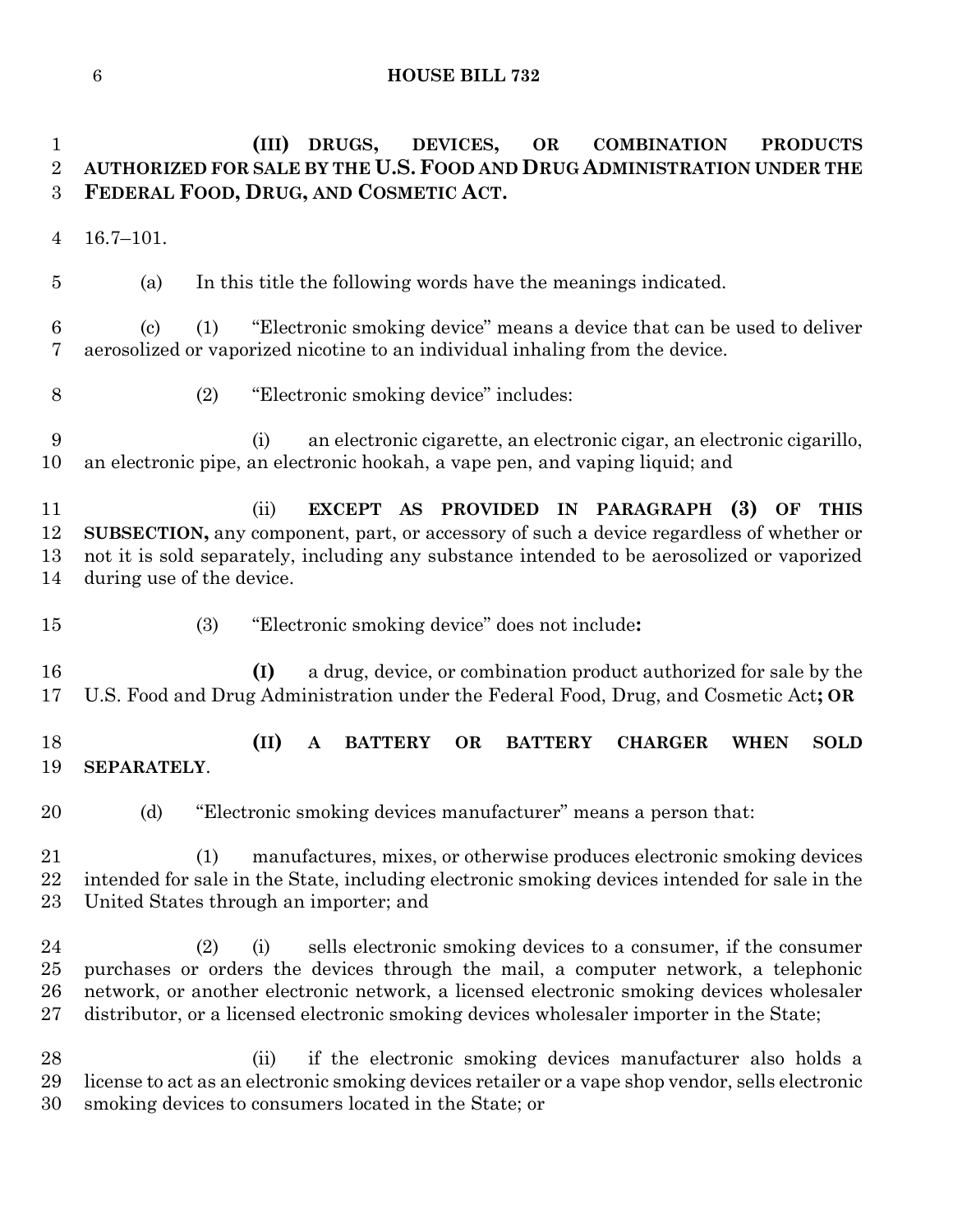**(III) DRUGS, DEVICES, OR COMBINATION PRODUCTS AUTHORIZED FOR SALE BY THE U.S. FOOD AND DRUG ADMINISTRATION UNDER THE FEDERAL FOOD, DRUG, AND COSMETIC ACT.**

16.7–101.

(a) In this title the following words have the meanings indicated.

(c) (1) "Electronic smoking device" means a device that can be used to deliver aerosolized or vaporized nicotine to an individual inhaling from the device.

(2) "Electronic smoking device" includes:

(i) an electronic cigarette, an electronic cigar, an electronic cigarillo, an electronic pipe, an electronic hookah, a vape pen, and vaping liquid; and

(ii) **EXCEPT AS PROVIDED IN PARAGRAPH (3) OF THIS SUBSECTION,** any component, part, or accessory of such a device regardless of whether or not it is sold separately, including any substance intended to be aerosolized or vaporized during use of the device.

(3) "Electronic smoking device" does not include**:**

**(I)** a drug, device, or combination product authorized for sale by the U.S. Food and Drug Administration under the Federal Food, Drug, and Cosmetic Act**; OR**

**(II) A BATTERY OR BATTERY CHARGER WHEN SOLD SEPARATELY**.

(d) "Electronic smoking devices manufacturer" means a person that:

(1) manufactures, mixes, or otherwise produces electronic smoking devices intended for sale in the State, including electronic smoking devices intended for sale in the United States through an importer; and

(2) (i) sells electronic smoking devices to a consumer, if the consumer purchases or orders the devices through the mail, a computer network, a telephonic network, or another electronic network, a licensed electronic smoking devices wholesaler distributor, or a licensed electronic smoking devices wholesaler importer in the State;

(ii) if the electronic smoking devices manufacturer also holds a license to act as an electronic smoking devices retailer or a vape shop vendor, sells electronic smoking devices to consumers located in the State; or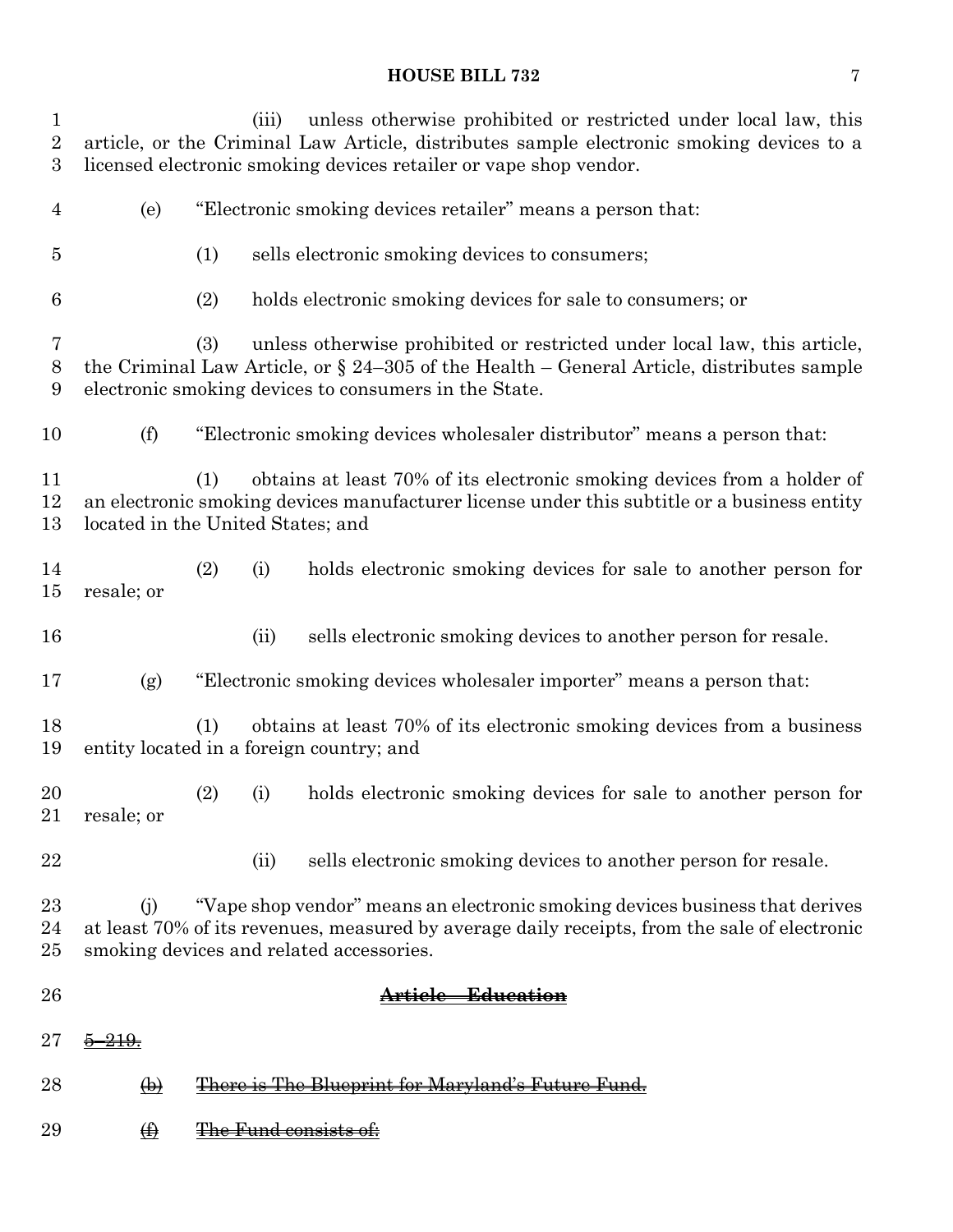(iii) unless otherwise prohibited or restricted under local law, this article, or the Criminal Law Article, distributes sample electronic smoking devices to a licensed electronic smoking devices retailer or vape shop vendor.

(e) "Electronic smoking devices retailer" means a person that:

(1) sells electronic smoking devices to consumers;

(2) holds electronic smoking devices for sale to consumers; or

(3) unless otherwise prohibited or restricted under local law, this article, the Criminal Law Article, or § 24–305 of the Health – General Article, distributes sample electronic smoking devices to consumers in the State.

(f) "Electronic smoking devices wholesaler distributor" means a person that:

(1) obtains at least 70% of its electronic smoking devices from a holder of an electronic smoking devices manufacturer license under this subtitle or a business entity located in the United States; and

(2) (i) holds electronic smoking devices for sale to another person for resale; or

(ii) sells electronic smoking devices to another person for resale.

(g) "Electronic smoking devices wholesaler importer" means a person that:

(1) obtains at least 70% of its electronic smoking devices from a business entity located in a foreign country; and

(2) (i) holds electronic smoking devices for sale to another person for resale; or

(ii) sells electronic smoking devices to another person for resale.

(j) "Vape shop vendor" means an electronic smoking devices business that derives at least 70% of its revenues, measured by average daily receipts, from the sale of electronic smoking devices and related accessories.

~~**Article – Education**~~

~~5–219.~~

~~(b) There is The Blueprint for Maryland's Future Fund.~~

~~(f) The Fund consists of:~~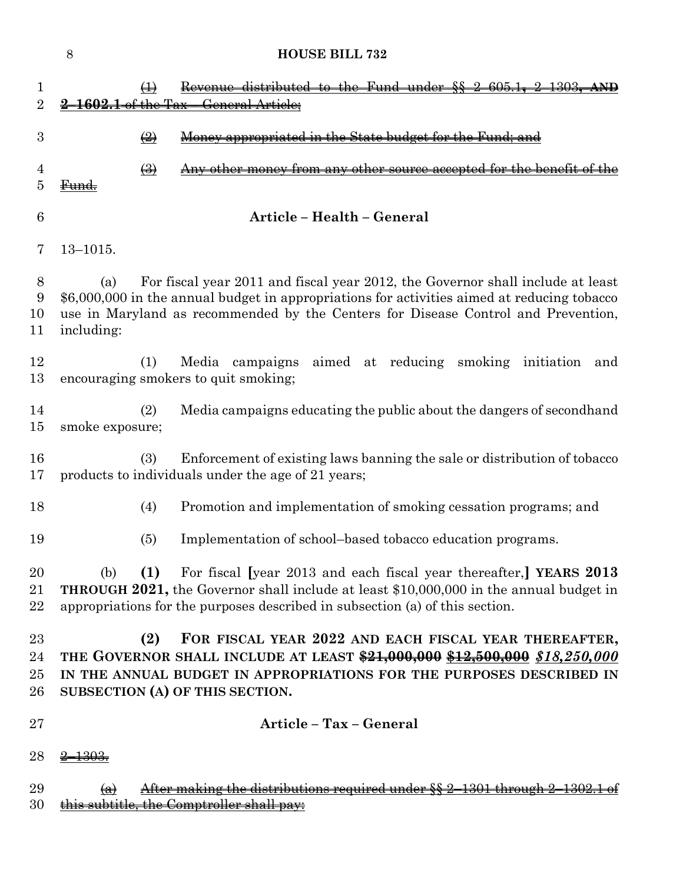~~(1) Revenue distributed to the Fund under §§ 2–605.1, 2–1303, **AND 2–1602.1** of the Tax – General Article;~~

~~(2) Money appropriated in the State budget for the Fund; and~~

~~(3) Any other money from any other source accepted for the benefit of the Fund.~~

## Article – Health – General

13–1015.

(a) For fiscal year 2011 and fiscal year 2012, the Governor shall include at least $6,000,000 in the annual budget in appropriations for activities aimed at reducing tobacco use in Maryland as recommended by the Centers for Disease Control and Prevention, including:

(1) Media campaigns aimed at reducing smoking initiation and encouraging smokers to quit smoking;

(2) Media campaigns educating the public about the dangers of secondhand smoke exposure;

(3) Enforcement of existing laws banning the sale or distribution of tobacco products to individuals under the age of 21 years;

(4) Promotion and implementation of smoking cessation programs; and

(5) Implementation of school–based tobacco education programs.

(b) **(1)** For fiscal **[**year 2013 and each fiscal year thereafter,**]** **YEARS 2013 THROUGH 2021,** the Governor shall include at least $10,000,000 in the annual budget in appropriations for the purposes described in subsection (a) of this section.

**(2) FOR FISCAL YEAR 2022 AND EACH FISCAL YEAR THEREAFTER, THE GOVERNOR SHALL INCLUDE AT LEAST ~~$21,000,000~~ ~~$12,500,000~~ *$18,250,000* IN THE ANNUAL BUDGET IN APPROPRIATIONS FOR THE PURPOSES DESCRIBED IN SUBSECTION (A) OF THIS SECTION.**

## Article – Tax – General

~~2–1303.~~

~~(a) After making the distributions required under §§ 2–1301 through 2–1302.1 of this subtitle, the Comptroller shall pay:~~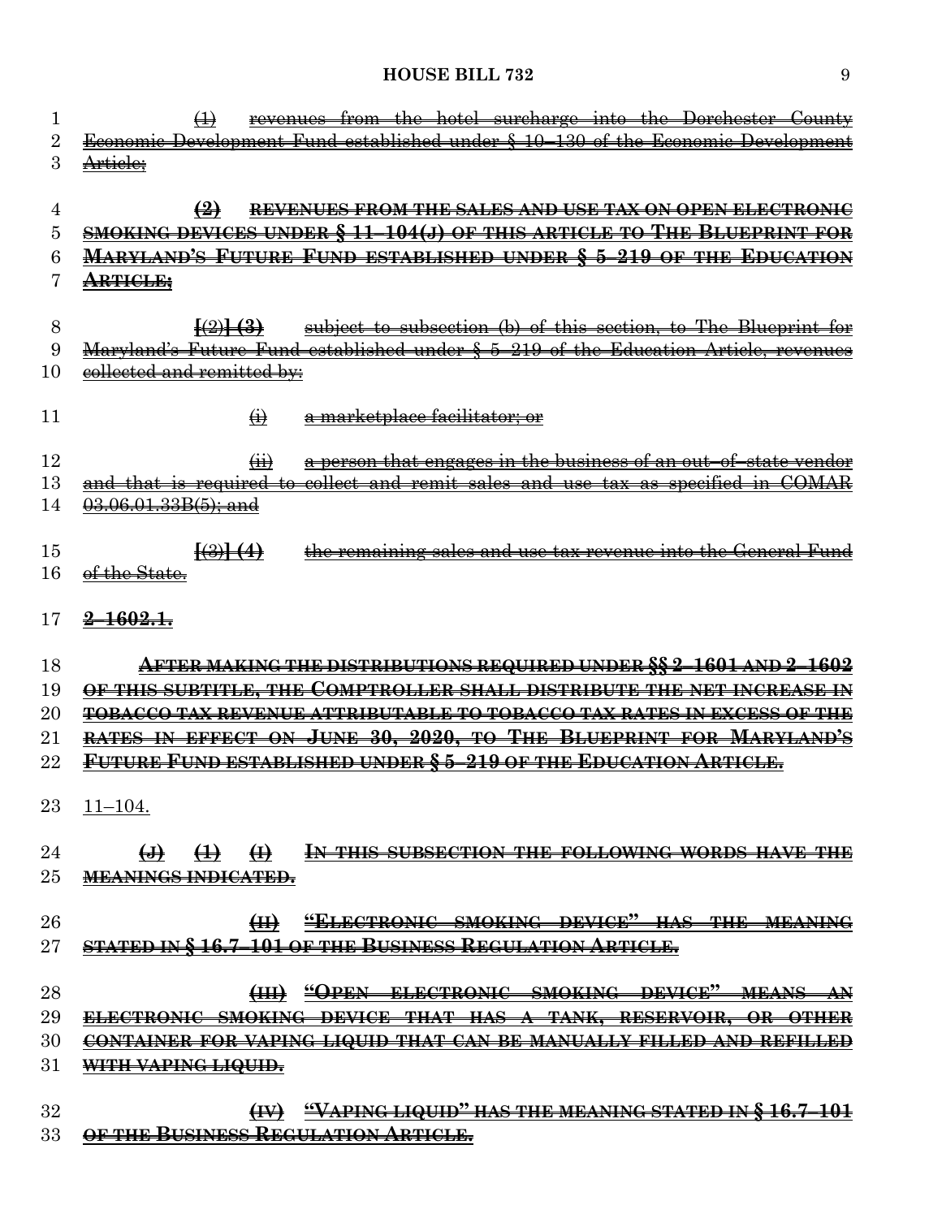(1) ~~revenues from the hotel surcharge into the Dorchester County Economic Development Fund established under § 10–130 of the Economic Development Article;~~

~~**(2) REVENUES FROM THE SALES AND USE TAX ON OPEN ELECTRONIC SMOKING DEVICES UNDER § 11–104(J) OF THIS ARTICLE TO THE BLUEPRINT FOR MARYLAND'S FUTURE FUND ESTABLISHED UNDER § 5–219 OF THE EDUCATION ARTICLE;**~~

~~**[**(2)**] (3)** subject to subsection (b) of this section, to The Blueprint for Maryland's Future Fund established under § 5–219 of the Education Article, revenues collected and remitted by:~~

~~(i) a marketplace facilitator; or~~

~~(ii) a person that engages in the business of an out–of–state vendor and that is required to collect and remit sales and use tax as specified in COMAR 03.06.01.33B(5); and~~

~~**[**(3)**] (4)** the remaining sales and use tax revenue into the General Fund of the State.~~

~~**2–1602.1.**~~

~~**AFTER MAKING THE DISTRIBUTIONS REQUIRED UNDER §§ 2–1601 AND 2–1602 OF THIS SUBTITLE, THE COMPTROLLER SHALL DISTRIBUTE THE NET INCREASE IN TOBACCO TAX REVENUE ATTRIBUTABLE TO TOBACCO TAX RATES IN EXCESS OF THE RATES IN EFFECT ON JUNE 30, 2020, TO THE BLUEPRINT FOR MARYLAND'S FUTURE FUND ESTABLISHED UNDER § 5–219 OF THE EDUCATION ARTICLE.**~~

11–104.

~~**(J) (1) (I) IN THIS SUBSECTION THE FOLLOWING WORDS HAVE THE MEANINGS INDICATED.**~~

~~**(II) "ELECTRONIC SMOKING DEVICE" HAS THE MEANING STATED IN § 16.7–101 OF THE BUSINESS REGULATION ARTICLE.**~~

~~**(III) "OPEN ELECTRONIC SMOKING DEVICE" MEANS AN ELECTRONIC SMOKING DEVICE THAT HAS A TANK, RESERVOIR, OR OTHER CONTAINER FOR VAPING LIQUID THAT CAN BE MANUALLY FILLED AND REFILLED WITH VAPING LIQUID.**~~

~~**(IV) "VAPING LIQUID" HAS THE MEANING STATED IN § 16.7–101 OF THE BUSINESS REGULATION ARTICLE.**~~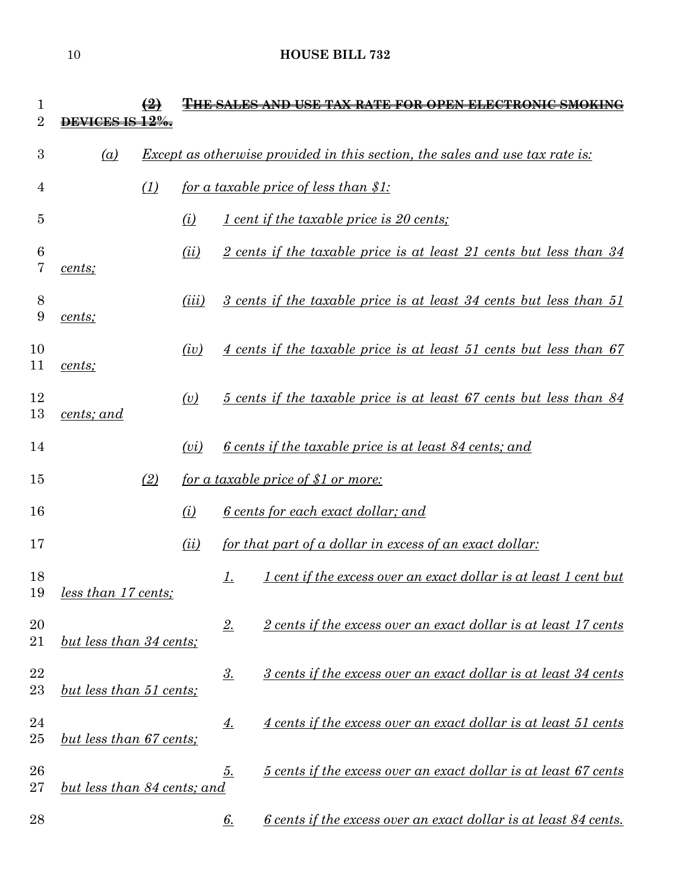~~(2) THE SALES AND USE TAX RATE FOR OPEN ELECTRONIC SMOKING DEVICES IS 12%.~~

*(a) Except as otherwise provided in this section, the sales and use tax rate is:*

*(1) for a taxable price of less than $1:*

*(i) 1 cent if the taxable price is 20 cents;*

*(ii) 2 cents if the taxable price is at least 21 cents but less than 34 cents;*

*(iii) 3 cents if the taxable price is at least 34 cents but less than 51 cents;*

*(iv) 4 cents if the taxable price is at least 51 cents but less than 67 cents;*

*(v) 5 cents if the taxable price is at least 67 cents but less than 84 cents; and*

*(vi) 6 cents if the taxable price is at least 84 cents; and*

*(2) for a taxable price of $1 or more:*

*(i) 6 cents for each exact dollar; and*

*(ii) for that part of a dollar in excess of an exact dollar:*

*1. 1 cent if the excess over an exact dollar is at least 1 cent but less than 17 cents;*

*2. 2 cents if the excess over an exact dollar is at least 17 cents but less than 34 cents;*

*3. 3 cents if the excess over an exact dollar is at least 34 cents but less than 51 cents;*

*4. 4 cents if the excess over an exact dollar is at least 51 cents but less than 67 cents;*

*5. 5 cents if the excess over an exact dollar is at least 67 cents but less than 84 cents; and*

*6. 6 cents if the excess over an exact dollar is at least 84 cents.*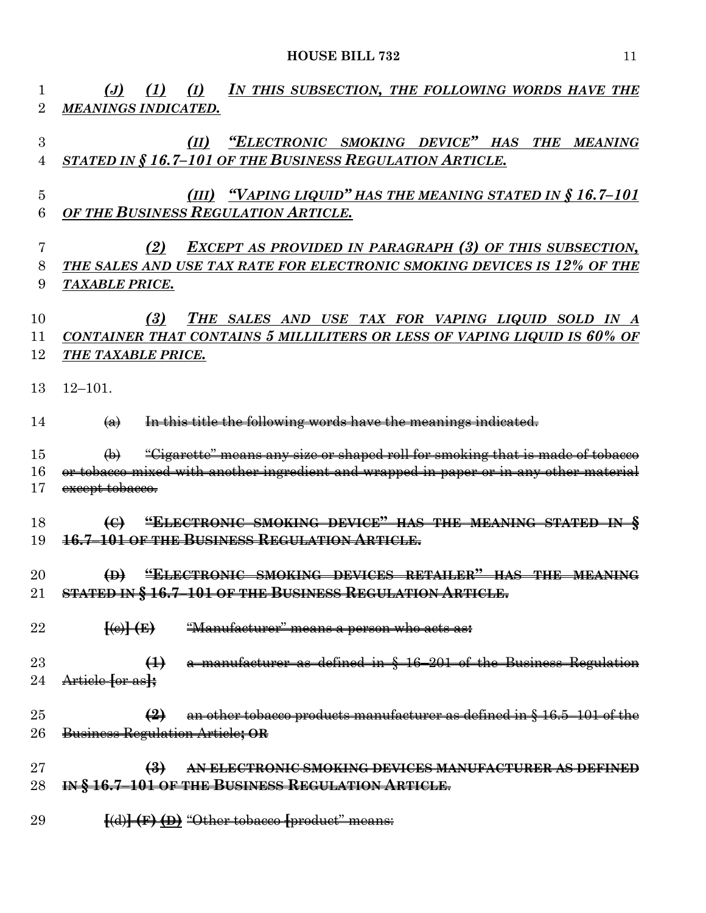*(J) (1) (I) IN THIS SUBSECTION, THE FOLLOWING WORDS HAVE THE MEANINGS INDICATED.*

*(II) "ELECTRONIC SMOKING DEVICE" HAS THE MEANING STATED IN § 16.7–101 OF THE BUSINESS REGULATION ARTICLE.*

*(III) "VAPING LIQUID" HAS THE MEANING STATED IN § 16.7–101 OF THE BUSINESS REGULATION ARTICLE.*

*(2) EXCEPT AS PROVIDED IN PARAGRAPH (3) OF THIS SUBSECTION, THE SALES AND USE TAX RATE FOR ELECTRONIC SMOKING DEVICES IS 12% OF THE TAXABLE PRICE.*

*(3) THE SALES AND USE TAX FOR VAPING LIQUID SOLD IN A CONTAINER THAT CONTAINS 5 MILLILITERS OR LESS OF VAPING LIQUID IS 60% OF THE TAXABLE PRICE.*

12–101.

~~(a) In this title the following words have the meanings indicated.~~

~~(b) "Cigarette" means any size or shaped roll for smoking that is made of tobacco or tobacco mixed with another ingredient and wrapped in paper or in any other material except tobacco.~~

~~**(C) "ELECTRONIC SMOKING DEVICE" HAS THE MEANING STATED IN § 16.7–101 OF THE BUSINESS REGULATION ARTICLE.**~~

~~**(D) "ELECTRONIC SMOKING DEVICES RETAILER" HAS THE MEANING STATED IN § 16.7–101 OF THE BUSINESS REGULATION ARTICLE.**~~

~~**[**(c)**] (E)** "Manufacturer" means a person who acts as:~~

~~**(1)** a manufacturer as defined in § 16–201 of the Business Regulation Article **[**or as**];**~~

~~**(2)** an other tobacco products manufacturer as defined in § 16.5–101 of the Business Regulation Article**; OR**~~

~~**(3) AN ELECTRONIC SMOKING DEVICES MANUFACTURER AS DEFINED IN § 16.7–101 OF THE BUSINESS REGULATION ARTICLE**.~~

~~**[**(d)**] (F) (D)** "Other tobacco **[**product" means:~~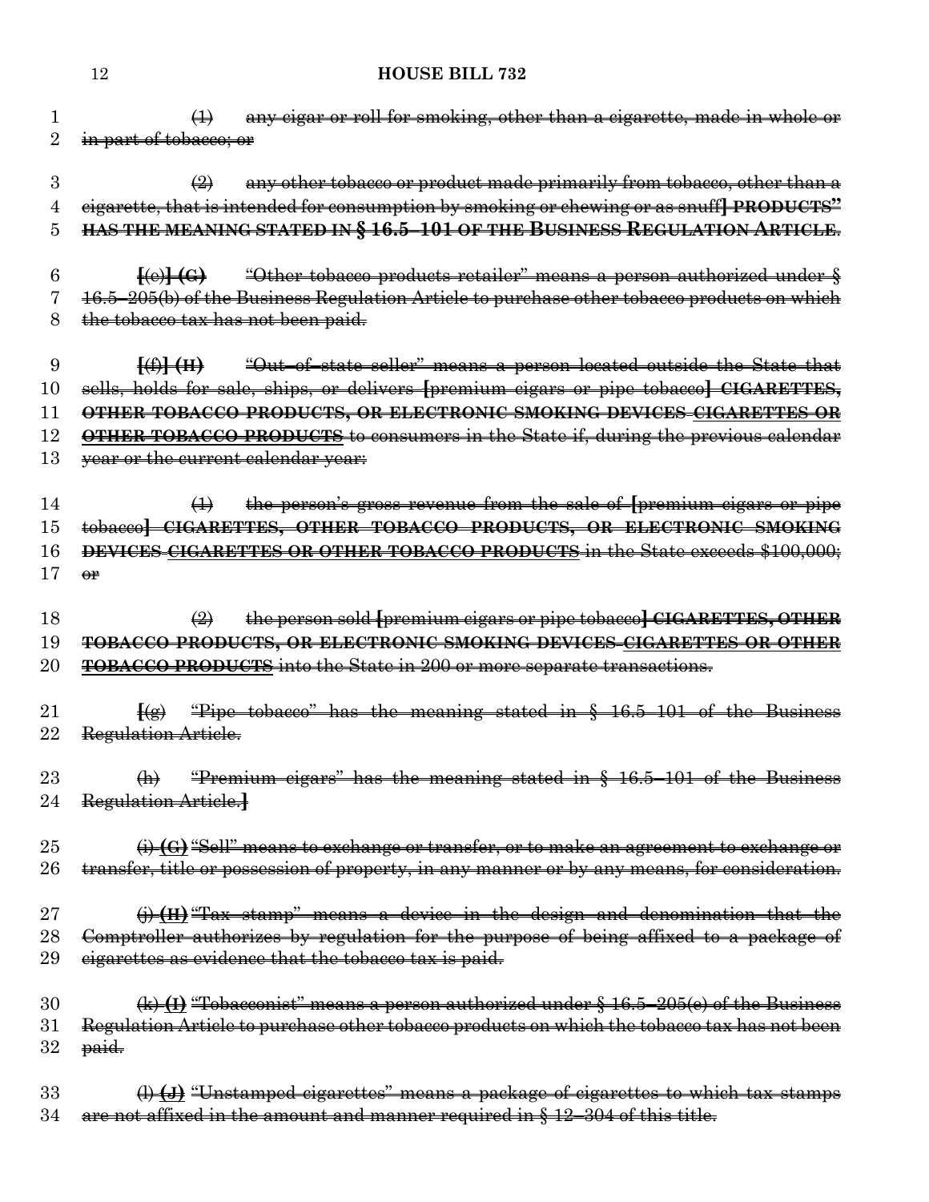(1) any cigar or roll for smoking, other than a cigarette, made in whole or in part of tobacco; or

(2) any other tobacco or product made primarily from tobacco, other than a cigarette, that is intended for consumption by smoking or chewing or as snuff] **PRODUCTS" HAS THE MEANING STATED IN § 16.5–101 OF THE BUSINESS REGULATION ARTICLE.**

[(e)] **(G)** "Other tobacco products retailer" means a person authorized under § 16.5–205(b) of the Business Regulation Article to purchase other tobacco products on which the tobacco tax has not been paid.

[(f)] **(H)** "Out–of–state seller" means a person located outside the State that sells, holds for sale, ships, or delivers [premium cigars or pipe tobacco] **CIGARETTES, OTHER TOBACCO PRODUCTS, OR ELECTRONIC SMOKING DEVICES** **CIGARETTES OR OTHER TOBACCO PRODUCTS** to consumers in the State if, during the previous calendar year or the current calendar year:

(1) the person's gross revenue from the sale of [premium cigars or pipe tobacco] **CIGARETTES, OTHER TOBACCO PRODUCTS, OR ELECTRONIC SMOKING DEVICES** **CIGARETTES OR OTHER TOBACCO PRODUCTS** in the State exceeds $100,000; or

(2) the person sold [premium cigars or pipe tobacco] **CIGARETTES, OTHER TOBACCO PRODUCTS, OR ELECTRONIC SMOKING DEVICES** **CIGARETTES OR OTHER TOBACCO PRODUCTS** into the State in 200 or more separate transactions.

[(g) "Pipe tobacco" has the meaning stated in § 16.5–101 of the Business Regulation Article.

(h) "Premium cigars" has the meaning stated in § 16.5–101 of the Business Regulation Article.]

(i) **(G)** "Sell" means to exchange or transfer, or to make an agreement to exchange or transfer, title or possession of property, in any manner or by any means, for consideration.

(j) **(H)** "Tax stamp" means a device in the design and denomination that the Comptroller authorizes by regulation for the purpose of being affixed to a package of cigarettes as evidence that the tobacco tax is paid.

(k) **(I)** "Tobacconist" means a person authorized under § 16.5–205(c) of the Business Regulation Article to purchase other tobacco products on which the tobacco tax has not been paid.

(l) **(J)** "Unstamped cigarettes" means a package of cigarettes to which tax stamps are not affixed in the amount and manner required in § 12–304 of this title.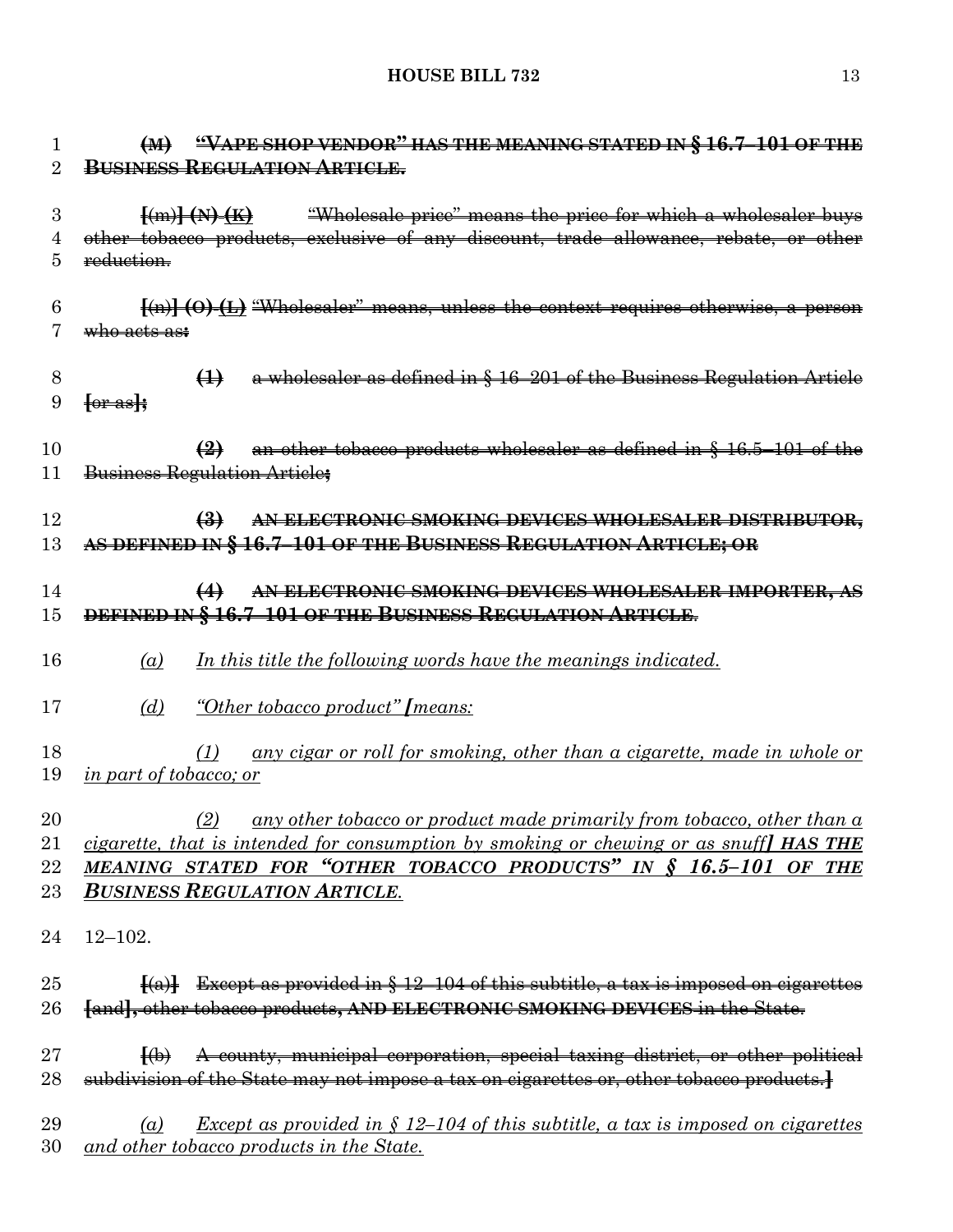~~(M) "VAPE SHOP VENDOR" HAS THE MEANING STATED IN § 16.7–101 OF THE BUSINESS REGULATION ARTICLE.~~

~~[(m)] (N) (K) "Wholesale price" means the price for which a wholesaler buys other tobacco products, exclusive of any discount, trade allowance, rebate, or other reduction.~~

~~[(n)] (O) (L) "Wholesaler" means, unless the context requires otherwise, a person who acts as:~~

~~(1) a wholesaler as defined in § 16–201 of the Business Regulation Article [or as];~~

~~(2) an other tobacco products wholesaler as defined in § 16.5–101 of the Business Regulation Article;~~

~~(3) AN ELECTRONIC SMOKING DEVICES WHOLESALER DISTRIBUTOR, AS DEFINED IN § 16.7–101 OF THE BUSINESS REGULATION ARTICLE; OR~~

~~(4) AN ELECTRONIC SMOKING DEVICES WHOLESALER IMPORTER, AS DEFINED IN § 16.7–101 OF THE BUSINESS REGULATION ARTICLE.~~

*(a) In this title the following words have the meanings indicated.*

*(d) "Other tobacco product" [means:*

*(1) any cigar or roll for smoking, other than a cigarette, made in whole or in part of tobacco; or*

*(2) any other tobacco or product made primarily from tobacco, other than a cigarette, that is intended for consumption by smoking or chewing or as snuff] **HAS THE MEANING STATED FOR "OTHER TOBACCO PRODUCTS" IN § 16.5–101 OF THE BUSINESS REGULATION ARTICLE.***

12–102.

~~[(a)] Except as provided in § 12–104 of this subtitle, a tax is imposed on cigarettes [and], other tobacco products, AND ELECTRONIC SMOKING DEVICES in the State.~~

~~[(b) A county, municipal corporation, special taxing district, or other political subdivision of the State may not impose a tax on cigarettes or, other tobacco products.]~~

*(a) Except as provided in § 12–104 of this subtitle, a tax is imposed on cigarettes and other tobacco products in the State.*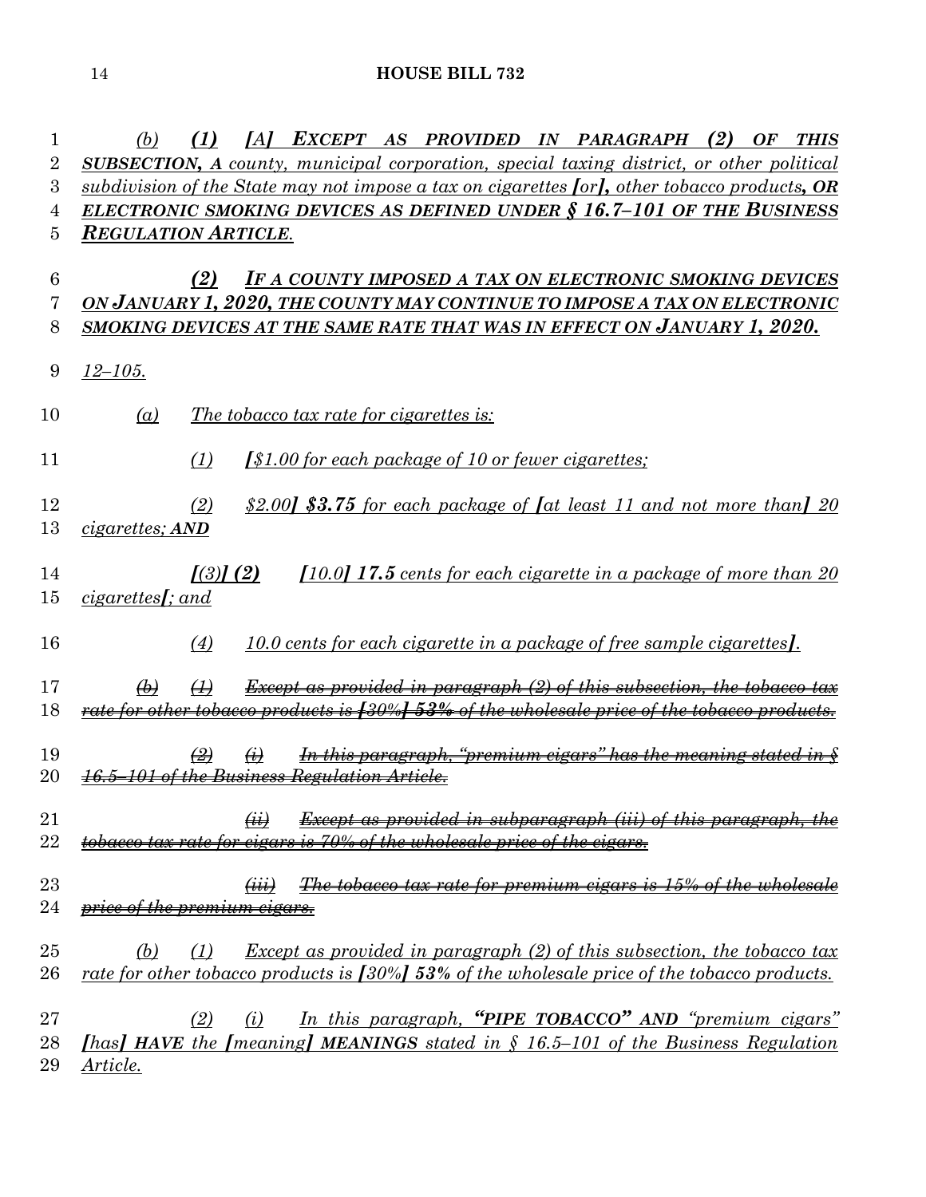(b) (1) [A] **EXCEPT AS PROVIDED IN PARAGRAPH (2) OF THIS SUBSECTION, A** county, municipal corporation, special taxing district, or other political subdivision of the State may not impose a tax on cigarettes [or], other tobacco products**, OR ELECTRONIC SMOKING DEVICES AS DEFINED UNDER § 16.7–101 OF THE BUSINESS REGULATION ARTICLE**.

**(2) IF A COUNTY IMPOSED A TAX ON ELECTRONIC SMOKING DEVICES ON JANUARY 1, 2020, THE COUNTY MAY CONTINUE TO IMPOSE A TAX ON ELECTRONIC SMOKING DEVICES AT THE SAME RATE THAT WAS IN EFFECT ON JANUARY 1, 2020.**

12–105.

(a) The tobacco tax rate for cigarettes is:

(1) [$1.00 for each package of 10 or fewer cigarettes;

(2) $2.00] **$3.75** for each package of [at least 11 and not more than] 20 cigarettes; **AND**

[(3)] **(2)** [10.0] **17.5** cents for each cigarette in a package of more than 20 cigarettes[; and

(4) 10.0 cents for each cigarette in a package of free sample cigarettes].

~~(b) (1) Except as provided in paragraph (2) of this subsection, the tobacco tax rate for other tobacco products is [30%] 53% of the wholesale price of the tobacco products.~~

~~(2) (i) In this paragraph, "premium cigars" has the meaning stated in § 16.5–101 of the Business Regulation Article.~~

~~(ii) Except as provided in subparagraph (iii) of this paragraph, the tobacco tax rate for cigars is 70% of the wholesale price of the cigars.~~

~~(iii) The tobacco tax rate for premium cigars is 15% of the wholesale price of the premium cigars.~~

(b) (1) Except as provided in paragraph (2) of this subsection, the tobacco tax rate for other tobacco products is [30%] **53%** of the wholesale price of the tobacco products.

(2) (i) In this paragraph, **"PIPE TOBACCO" AND** "premium cigars" [has] **HAVE** the [meaning] **MEANINGS** stated in § 16.5–101 of the Business Regulation Article.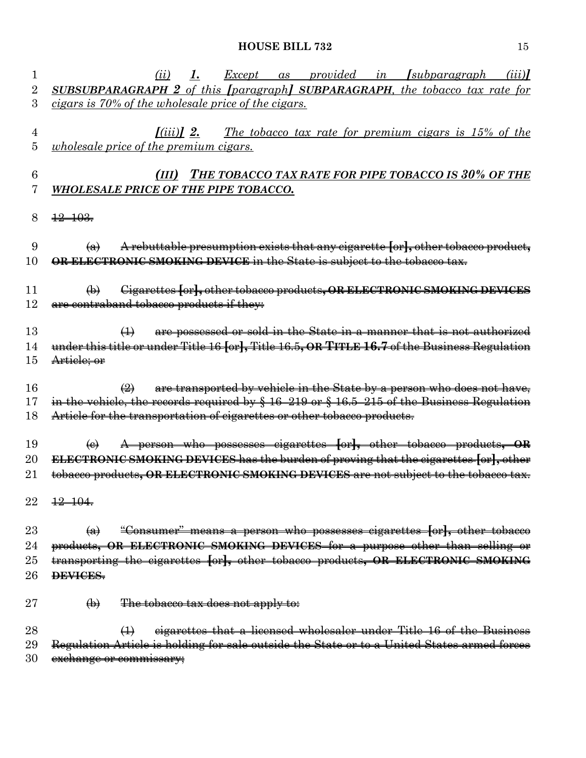(ii) 1. Except as provided in [subparagraph (iii)] SUBSUBPARAGRAPH 2 of this [paragraph] SUBPARAGRAPH, the tobacco tax rate for cigars is 70% of the wholesale price of the cigars.

[(iii)] 2. The tobacco tax rate for premium cigars is 15% of the wholesale price of the premium cigars.

(III) THE TOBACCO TAX RATE FOR PIPE TOBACCO IS 30% OF THE WHOLESALE PRICE OF THE PIPE TOBACCO.

~~12–103.~~

~~(a) A rebuttable presumption exists that any cigarette [or], other tobacco product, OR ELECTRONIC SMOKING DEVICE in the State is subject to the tobacco tax.~~

~~(b) Cigarettes [or], other tobacco products, OR ELECTRONIC SMOKING DEVICES are contraband tobacco products if they:~~

~~(1) are possessed or sold in the State in a manner that is not authorized under this title or under Title 16 [or], Title 16.5, OR TITLE 16.7 of the Business Regulation Article; or~~

~~(2) are transported by vehicle in the State by a person who does not have, in the vehicle, the records required by § 16–219 or § 16.5–215 of the Business Regulation Article for the transportation of cigarettes or other tobacco products.~~

~~(c) A person who possesses cigarettes [or], other tobacco products, OR ELECTRONIC SMOKING DEVICES has the burden of proving that the cigarettes [or], other tobacco products, OR ELECTRONIC SMOKING DEVICES are not subject to the tobacco tax.~~

~~12–104.~~

~~(a) "Consumer" means a person who possesses cigarettes [or], other tobacco products, OR ELECTRONIC SMOKING DEVICES for a purpose other than selling or transporting the cigarettes [or], other tobacco products, OR ELECTRONIC SMOKING DEVICES.~~

~~(b) The tobacco tax does not apply to:~~

~~(1) cigarettes that a licensed wholesaler under Title 16 of the Business Regulation Article is holding for sale outside the State or to a United States armed forces exchange or commissary;~~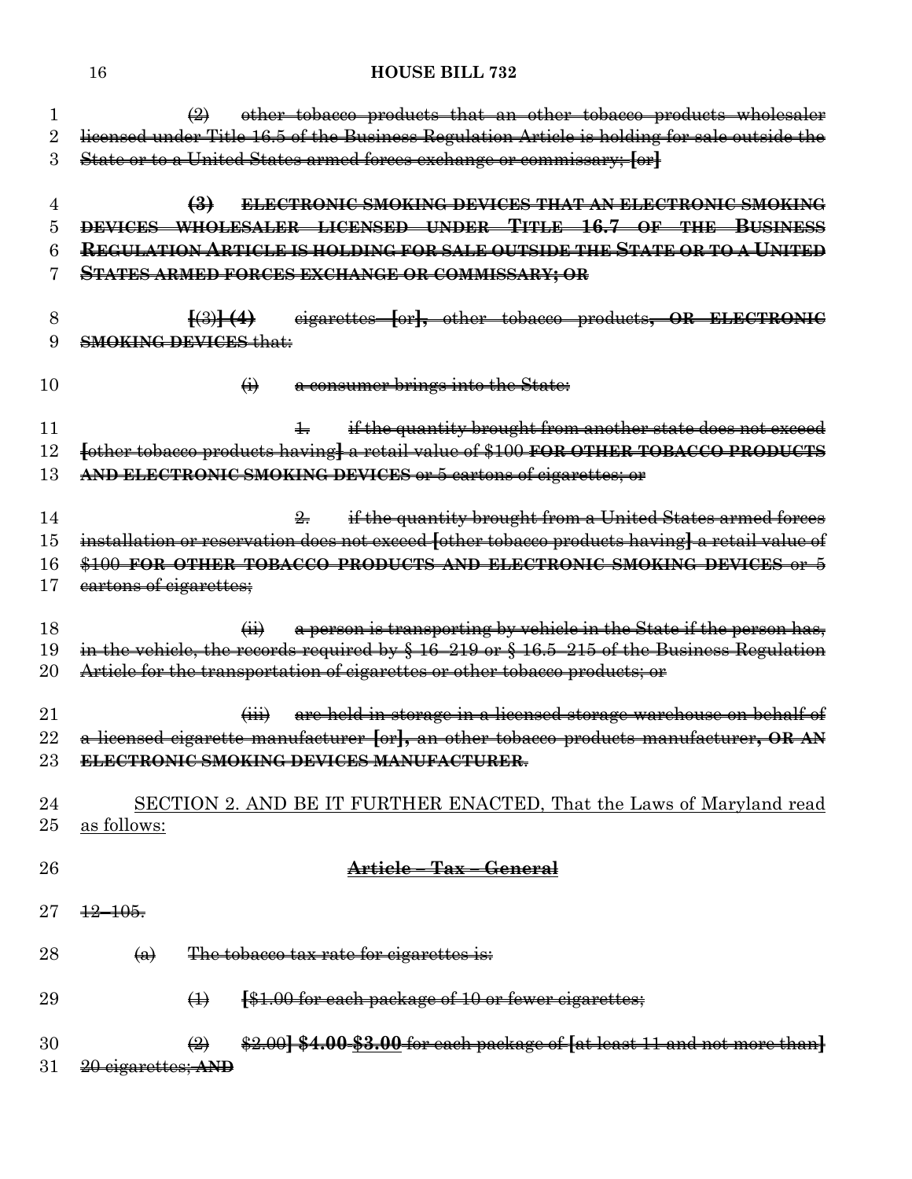(2) other tobacco products that an other tobacco products wholesaler licensed under Title 16.5 of the Business Regulation Article is holding for sale outside the State or to a United States armed forces exchange or commissary; [or]

**(3) ELECTRONIC SMOKING DEVICES THAT AN ELECTRONIC SMOKING DEVICES WHOLESALER LICENSED UNDER TITLE 16.7 OF THE BUSINESS REGULATION ARTICLE IS HOLDING FOR SALE OUTSIDE THE STATE OR TO A UNITED STATES ARMED FORCES EXCHANGE OR COMMISSARY; OR**

[(3)] **(4)** cigarettes [or], other tobacco products**, OR ELECTRONIC SMOKING DEVICES** that:

(i) a consumer brings into the State:

1. if the quantity brought from another state does not exceed [other tobacco products having] a retail value of $100 **FOR OTHER TOBACCO PRODUCTS AND ELECTRONIC SMOKING DEVICES** or 5 cartons of cigarettes; or

2. if the quantity brought from a United States armed forces installation or reservation does not exceed [other tobacco products having] a retail value of $100 **FOR OTHER TOBACCO PRODUCTS AND ELECTRONIC SMOKING DEVICES** or 5 cartons of cigarettes;

(ii) a person is transporting by vehicle in the State if the person has, in the vehicle, the records required by § 16–219 or § 16.5–215 of the Business Regulation Article for the transportation of cigarettes or other tobacco products; or

(iii) are held in storage in a licensed storage warehouse on behalf of a licensed cigarette manufacturer [or], an other tobacco products manufacturer**, OR AN ELECTRONIC SMOKING DEVICES MANUFACTURER**.

SECTION 2. AND BE IT FURTHER ENACTED, That the Laws of Maryland read as follows:

**Article – Tax – General**

12–105.

(a) The tobacco tax rate for cigarettes is:

(1) [$1.00 for each package of 10 or fewer cigarettes;

(2) $2.00] **$4.00** $3.00 for each package of [at least 11 and not more than] 20 cigarettes; **AND**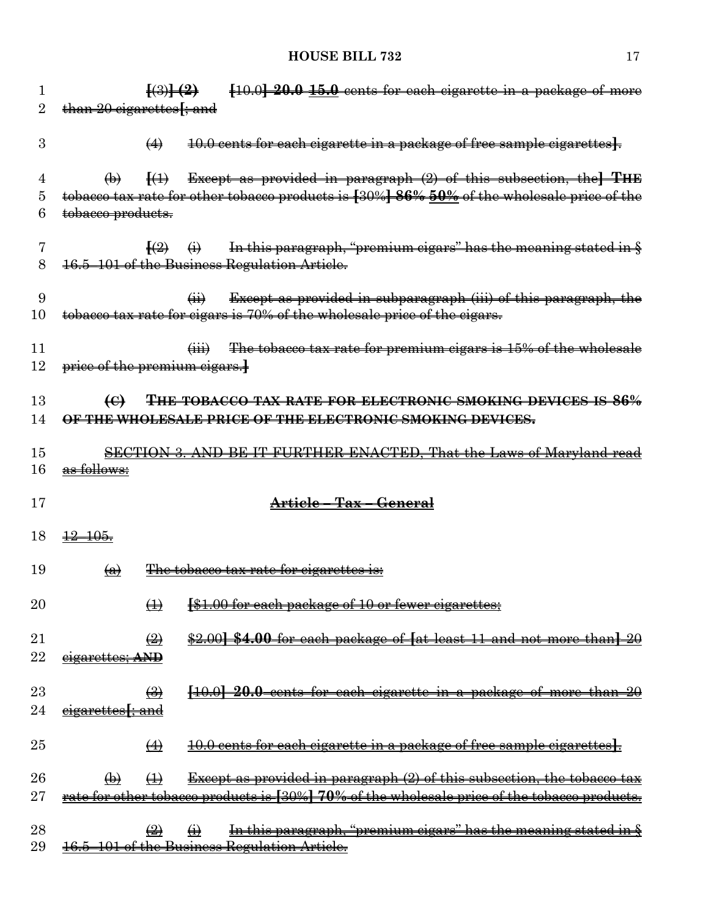[(3)] (2) [10.0] 20.0 15.0 cents for each cigarette in a package of more than 20 cigarettes[; and

(4) 10.0 cents for each cigarette in a package of free sample cigarettes].

(b) [(1) Except as provided in paragraph (2) of this subsection, the] THE tobacco tax rate for other tobacco products is [30%] 86% 50% of the wholesale price of the tobacco products.

[(2) (i) In this paragraph, "premium cigars" has the meaning stated in § 16.5–101 of the Business Regulation Article.

(ii) Except as provided in subparagraph (iii) of this paragraph, the tobacco tax rate for cigars is 70% of the wholesale price of the cigars.

(iii) The tobacco tax rate for premium cigars is 15% of the wholesale price of the premium cigars.]

(C) THE TOBACCO TAX RATE FOR ELECTRONIC SMOKING DEVICES IS 86% OF THE WHOLESALE PRICE OF THE ELECTRONIC SMOKING DEVICES.

SECTION 3. AND BE IT FURTHER ENACTED, That the Laws of Maryland read as follows:

**Article – Tax – General**

12–105.

(a) The tobacco tax rate for cigarettes is:

(1) [$1.00 for each package of 10 or fewer cigarettes;

(2) $2.00] $4.00 for each package of [at least 11 and not more than] 20 cigarettes; AND

(3) [10.0] 20.0 cents for each cigarette in a package of more than 20 cigarettes[; and

(4) 10.0 cents for each cigarette in a package of free sample cigarettes].

(b) (1) Except as provided in paragraph (2) of this subsection, the tobacco tax rate for other tobacco products is [30%] 70% of the wholesale price of the tobacco products.

(2) (i) In this paragraph, "premium cigars" has the meaning stated in § 16.5–101 of the Business Regulation Article.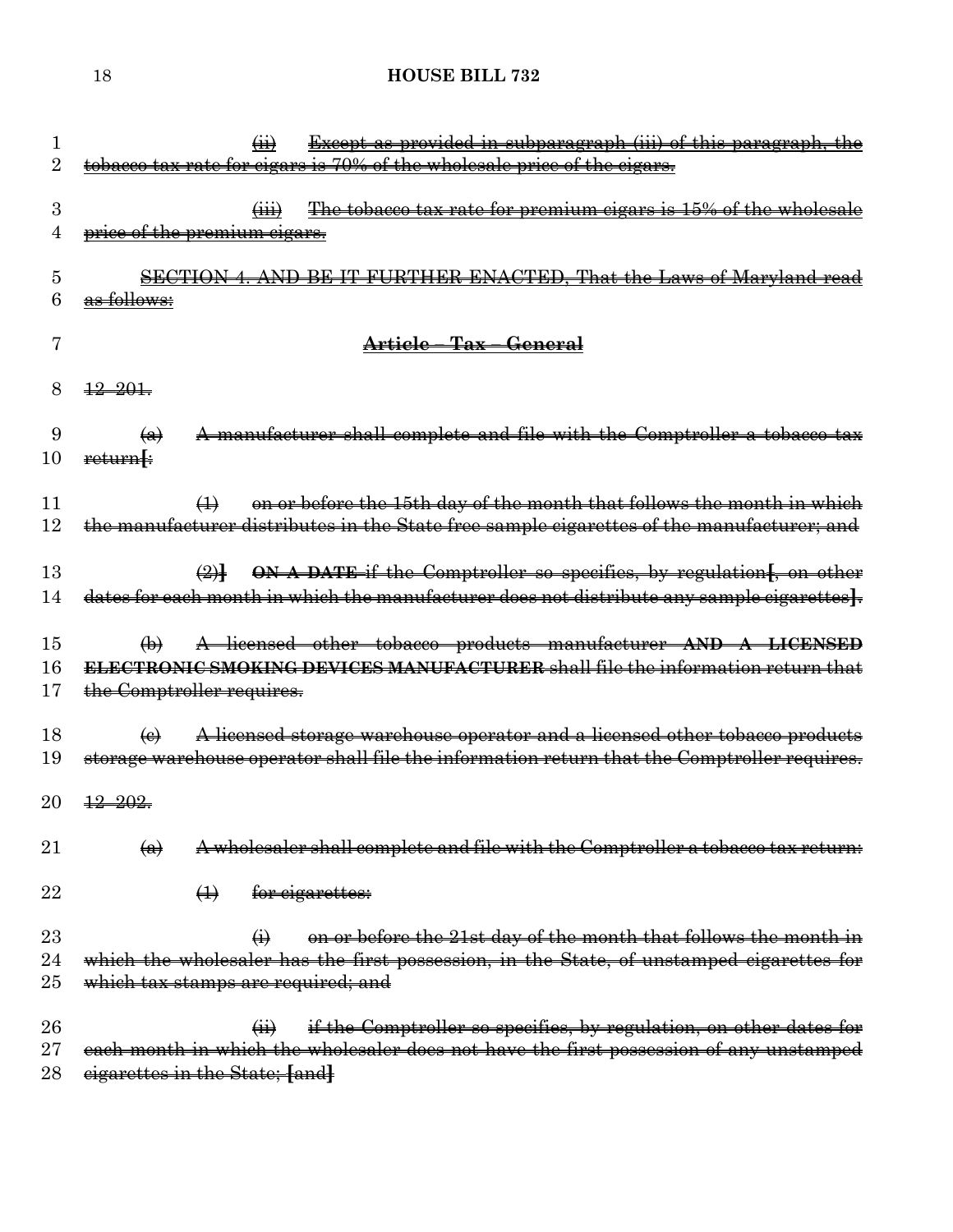~~(ii) Except as provided in subparagraph (iii) of this paragraph, the tobacco tax rate for cigars is 70% of the wholesale price of the cigars.~~

~~(iii) The tobacco tax rate for premium cigars is 15% of the wholesale price of the premium cigars.~~

~~SECTION 4. AND BE IT FURTHER ENACTED, That the Laws of Maryland read as follows:~~

**~~Article – Tax – General~~**

~~12–201.~~

~~(a) A manufacturer shall complete and file with the Comptroller a tobacco tax return[:~~

~~(1) on or before the 15th day of the month that follows the month in which the manufacturer distributes in the State free sample cigarettes of the manufacturer; and~~

~~(2)] **ON A DATE** if the Comptroller so specifies, by regulation[, on other dates for each month in which the manufacturer does not distribute any sample cigarettes].~~

~~(b) A licensed other tobacco products manufacturer **AND A LICENSED ELECTRONIC SMOKING DEVICES MANUFACTURER** shall file the information return that the Comptroller requires.~~

~~(c) A licensed storage warehouse operator and a licensed other tobacco products storage warehouse operator shall file the information return that the Comptroller requires.~~

~~12–202.~~

~~(a) A wholesaler shall complete and file with the Comptroller a tobacco tax return:~~

~~(1) for cigarettes:~~

~~(i) on or before the 21st day of the month that follows the month in which the wholesaler has the first possession, in the State, of unstamped cigarettes for which tax stamps are required; and~~

~~(ii) if the Comptroller so specifies, by regulation, on other dates for each month in which the wholesaler does not have the first possession of any unstamped cigarettes in the State; [and]~~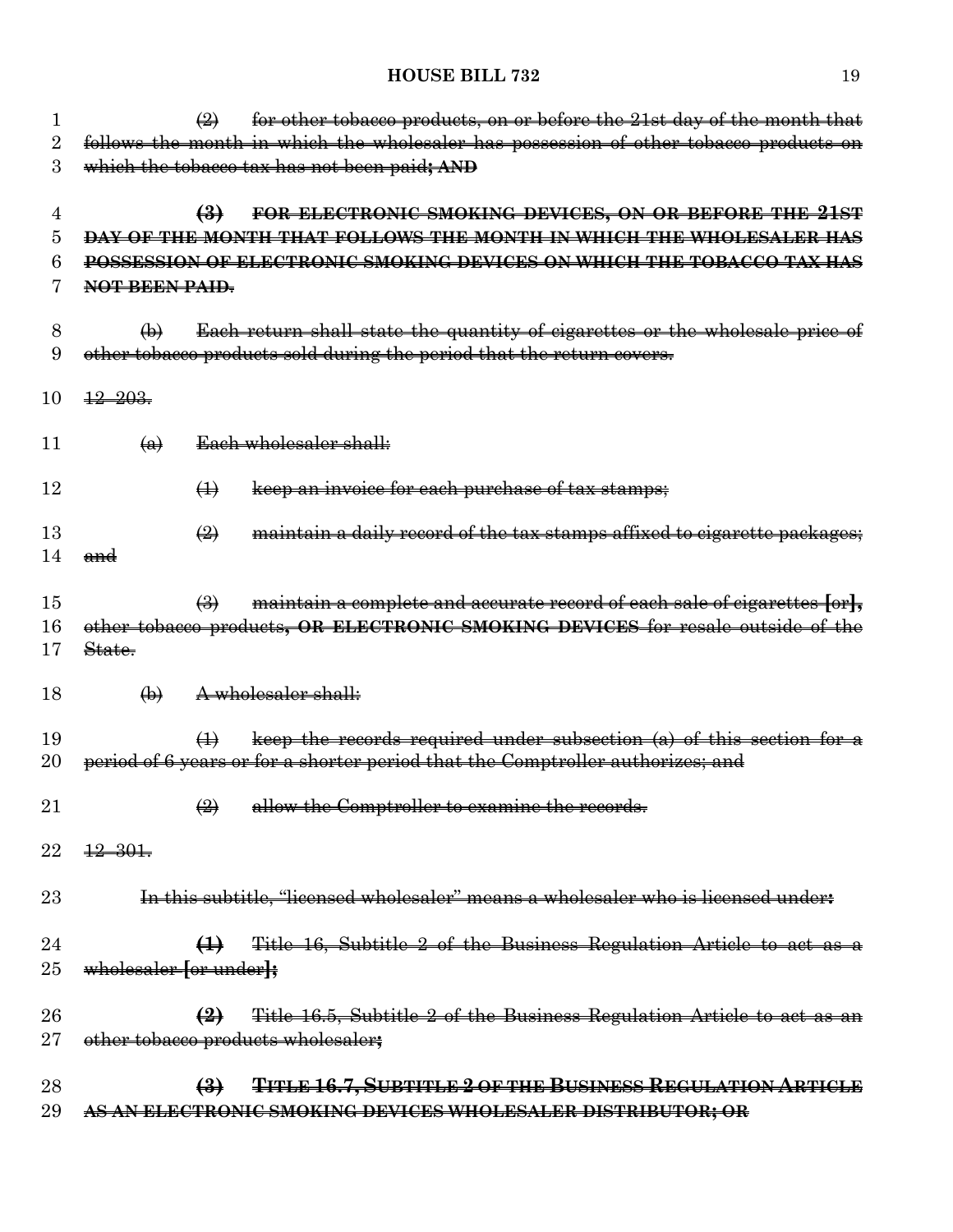~~(2) for other tobacco products, on or before the 21st day of the month that follows the month in which the wholesaler has possession of other tobacco products on which the tobacco tax has not been paid; AND~~

~~**(3) FOR ELECTRONIC SMOKING DEVICES, ON OR BEFORE THE 21ST DAY OF THE MONTH THAT FOLLOWS THE MONTH IN WHICH THE WHOLESALER HAS POSSESSION OF ELECTRONIC SMOKING DEVICES ON WHICH THE TOBACCO TAX HAS NOT BEEN PAID.**~~

~~(b) Each return shall state the quantity of cigarettes or the wholesale price of other tobacco products sold during the period that the return covers.~~

~~12–203.~~

~~(a) Each wholesaler shall:~~

~~(1) keep an invoice for each purchase of tax stamps;~~

~~(2) maintain a daily record of the tax stamps affixed to cigarette packages; and~~

~~(3) maintain a complete and accurate record of each sale of cigarettes [or]**,** other tobacco products**, OR ELECTRONIC SMOKING DEVICES** for resale outside of the State.~~

~~(b) A wholesaler shall:~~

~~(1) keep the records required under subsection (a) of this section for a period of 6 years or for a shorter period that the Comptroller authorizes; and~~

~~(2) allow the Comptroller to examine the records.~~

~~12–301.~~

~~In this subtitle, "licensed wholesaler" means a wholesaler who is licensed under**:**~~

~~**(1)** Title 16, Subtitle 2 of the Business Regulation Article to act as a wholesaler [or under]**;**~~

~~**(2)** Title 16.5, Subtitle 2 of the Business Regulation Article to act as an other tobacco products wholesaler**;**~~

~~**(3) TITLE 16.7, SUBTITLE 2 OF THE BUSINESS REGULATION ARTICLE AS AN ELECTRONIC SMOKING DEVICES WHOLESALER DISTRIBUTOR; OR**~~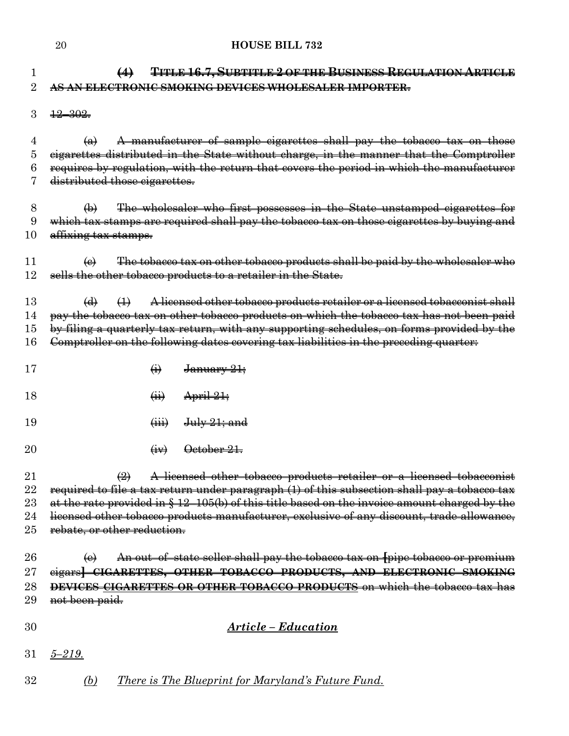~~**(4) TITLE 16.7, SUBTITLE 2 OF THE BUSINESS REGULATION ARTICLE AS AN ELECTRONIC SMOKING DEVICES WHOLESALER IMPORTER.**~~

~~12–302.~~

~~(a) A manufacturer of sample cigarettes shall pay the tobacco tax on those cigarettes distributed in the State without charge, in the manner that the Comptroller requires by regulation, with the return that covers the period in which the manufacturer distributed those cigarettes.~~

~~(b) The wholesaler who first possesses in the State unstamped cigarettes for which tax stamps are required shall pay the tobacco tax on those cigarettes by buying and affixing tax stamps.~~

~~(c) The tobacco tax on other tobacco products shall be paid by the wholesaler who sells the other tobacco products to a retailer in the State.~~

~~(d) (1) A licensed other tobacco products retailer or a licensed tobacconist shall pay the tobacco tax on other tobacco products on which the tobacco tax has not been paid by filing a quarterly tax return, with any supporting schedules, on forms provided by the Comptroller on the following dates covering tax liabilities in the preceding quarter:~~

~~(i) January 21;~~

~~(ii) April 21;~~

~~(iii) July 21; and~~

~~(iv) October 21.~~

~~(2) A licensed other tobacco products retailer or a licensed tobacconist required to file a tax return under paragraph (1) of this subsection shall pay a tobacco tax at the rate provided in § 12–105(b) of this title based on the invoice amount charged by the licensed other tobacco products manufacturer, exclusive of any discount, trade allowance, rebate, or other reduction.~~

~~(e) An out–of–state seller shall pay the tobacco tax on [pipe tobacco or premium cigars] **CIGARETTES, OTHER TOBACCO PRODUCTS, AND ELECTRONIC SMOKING DEVICES** <u>CIGARETTES OR OTHER TOBACCO PRODUCTS</u> on which the tobacco tax has not been paid.~~

***<u>Article – Education</u>***

*<u>5–219.</u>*

*<u>(b) There is The Blueprint for Maryland's Future Fund.</u>*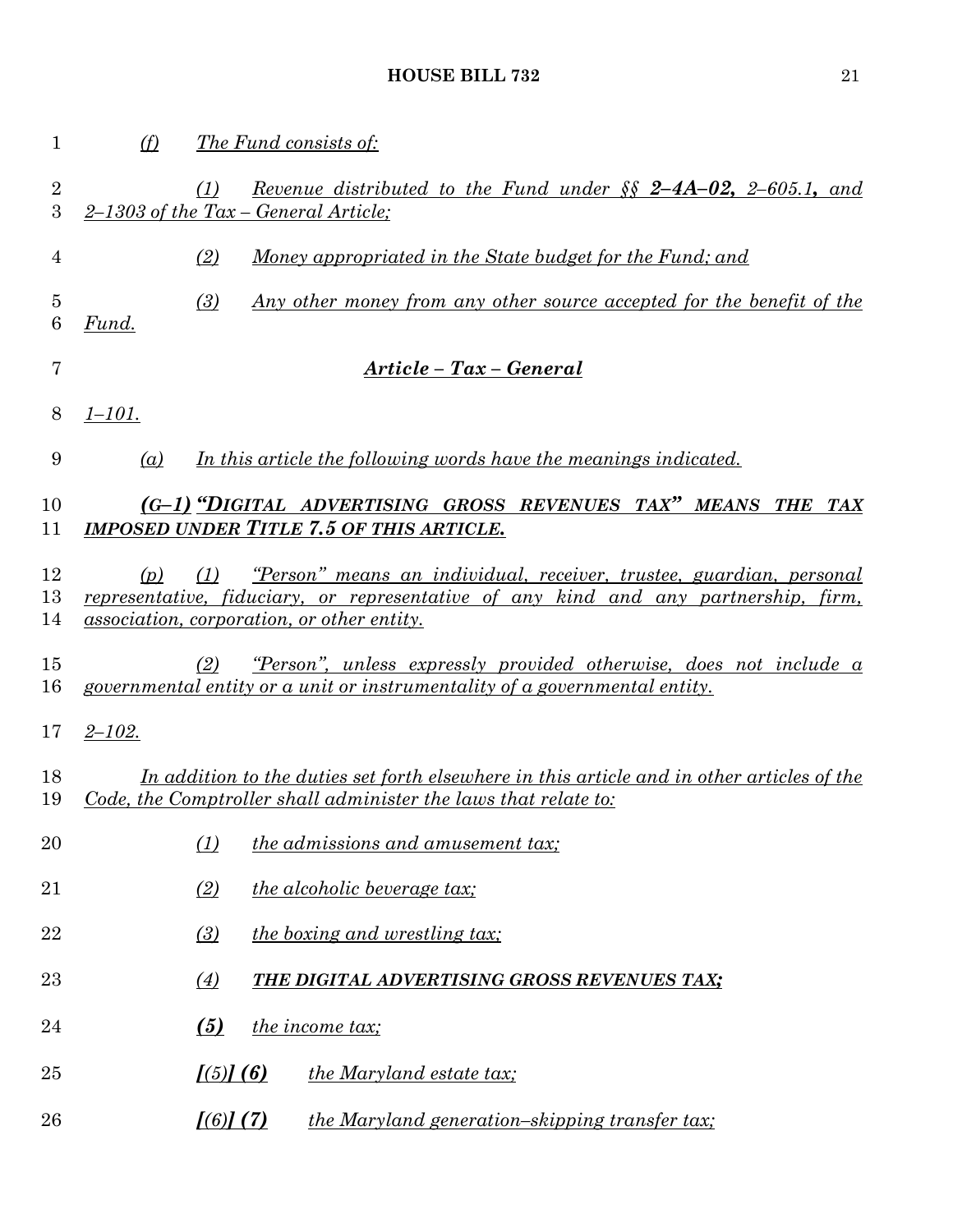*(f) The Fund consists of:*

*(1) Revenue distributed to the Fund under §§ **2–4A–02,** 2–605.1, and 2–1303 of the Tax – General Article;*

*(2) Money appropriated in the State budget for the Fund; and*

*(3) Any other money from any other source accepted for the benefit of the Fund.*

***Article – Tax – General***

*1–101.*

*(a) In this article the following words have the meanings indicated.*

***(G–1) "DIGITAL ADVERTISING GROSS REVENUES TAX" MEANS THE TAX IMPOSED UNDER TITLE 7.5 OF THIS ARTICLE.***

*(p) (1) "Person" means an individual, receiver, trustee, guardian, personal representative, fiduciary, or representative of any kind and any partnership, firm, association, corporation, or other entity.*

*(2) "Person", unless expressly provided otherwise, does not include a governmental entity or a unit or instrumentality of a governmental entity.*

*2–102.*

*In addition to the duties set forth elsewhere in this article and in other articles of the Code, the Comptroller shall administer the laws that relate to:*

*(1) the admissions and amusement tax;*

*(2) the alcoholic beverage tax;*

*(3) the boxing and wrestling tax;*

*(4) **THE DIGITAL ADVERTISING GROSS REVENUES TAX;***

***(5)** the income tax;*

***[(5)] (6)** the Maryland estate tax;*

***[(6)] (7)** the Maryland generation–skipping transfer tax;*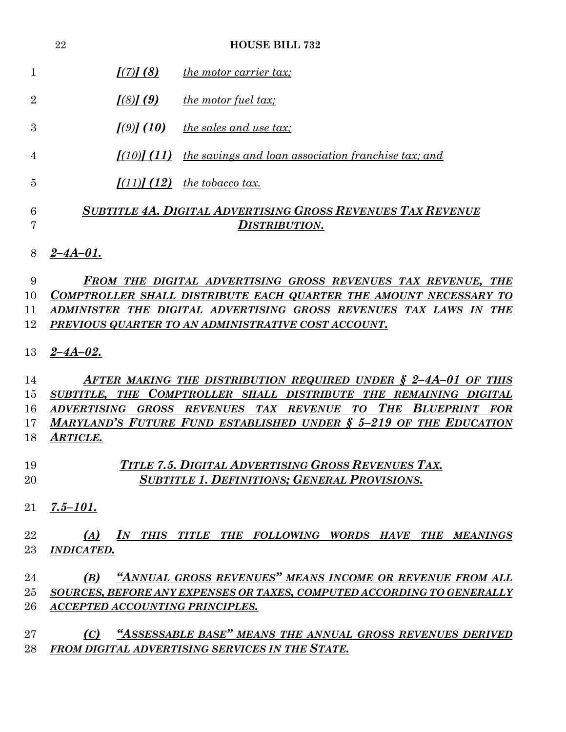*[(7)]* ***(8)*** *the motor carrier tax;*

*[(8)]* ***(9)*** *the motor fuel tax;*

*[(9)]* ***(10)*** *the sales and use tax;*

*[(10)]* ***(11)*** *the savings and loan association franchise tax; and*

*[(11)]* ***(12)*** *the tobacco tax.*

***SUBTITLE 4A. DIGITAL ADVERTISING GROSS REVENUES TAX REVENUE DISTRIBUTION.***

***2–4A–01.***

***FROM THE DIGITAL ADVERTISING GROSS REVENUES TAX REVENUE, THE COMPTROLLER SHALL DISTRIBUTE EACH QUARTER THE AMOUNT NECESSARY TO ADMINISTER THE DIGITAL ADVERTISING GROSS REVENUES TAX LAWS IN THE PREVIOUS QUARTER TO AN ADMINISTRATIVE COST ACCOUNT.***

***2–4A–02.***

***AFTER MAKING THE DISTRIBUTION REQUIRED UNDER § 2–4A–01 OF THIS SUBTITLE, THE COMPTROLLER SHALL DISTRIBUTE THE REMAINING DIGITAL ADVERTISING GROSS REVENUES TAX REVENUE TO THE BLUEPRINT FOR MARYLAND'S FUTURE FUND ESTABLISHED UNDER § 5–219 OF THE EDUCATION ARTICLE.***

***TITLE 7.5. DIGITAL ADVERTISING GROSS REVENUES TAX.***
***SUBTITLE 1. DEFINITIONS; GENERAL PROVISIONS.***

***7.5–101.***

***(A) IN THIS TITLE THE FOLLOWING WORDS HAVE THE MEANINGS INDICATED.***

***(B) "ANNUAL GROSS REVENUES" MEANS INCOME OR REVENUE FROM ALL SOURCES, BEFORE ANY EXPENSES OR TAXES, COMPUTED ACCORDING TO GENERALLY ACCEPTED ACCOUNTING PRINCIPLES.***

***(C) "ASSESSABLE BASE" MEANS THE ANNUAL GROSS REVENUES DERIVED FROM DIGITAL ADVERTISING SERVICES IN THE STATE.***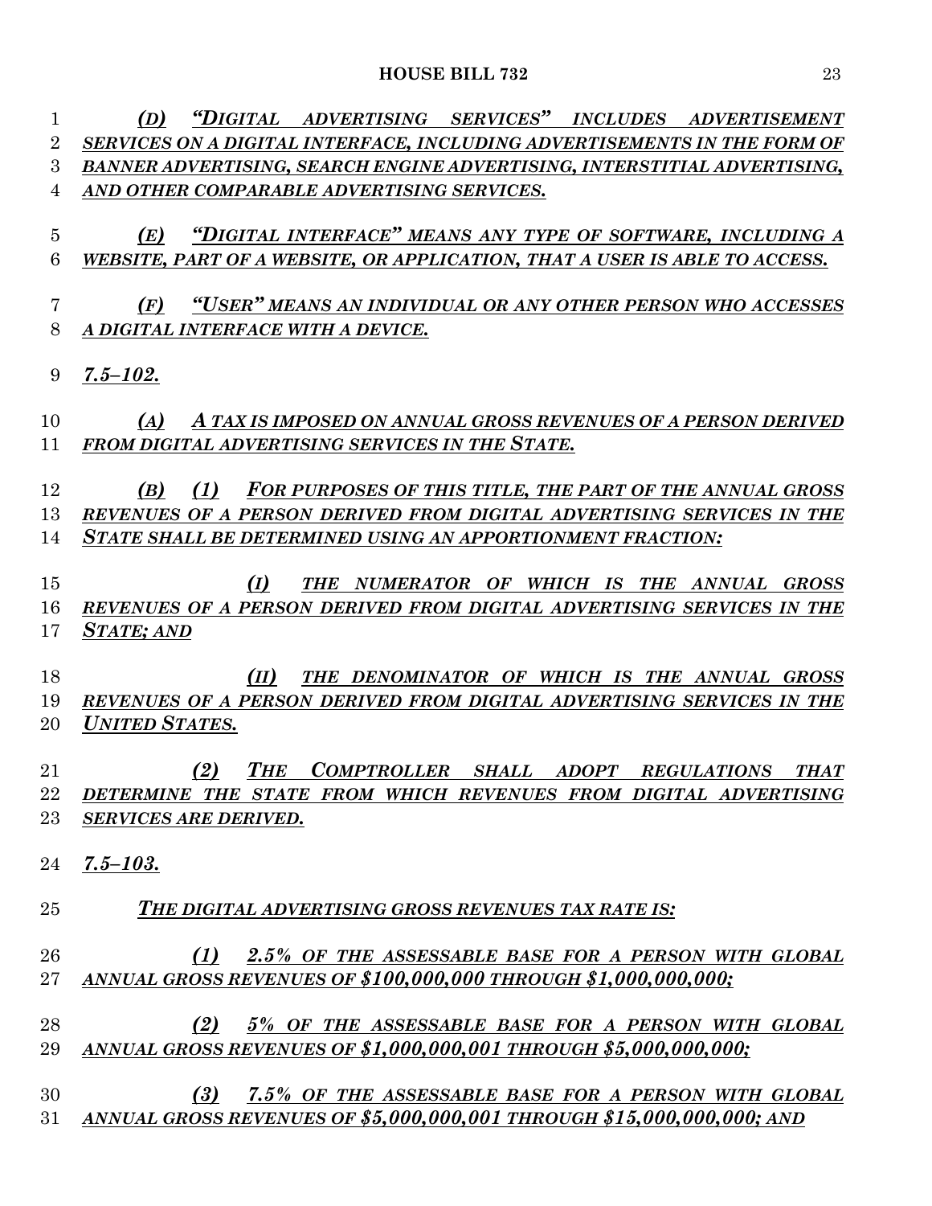*(D) "DIGITAL ADVERTISING SERVICES" INCLUDES ADVERTISEMENT SERVICES ON A DIGITAL INTERFACE, INCLUDING ADVERTISEMENTS IN THE FORM OF BANNER ADVERTISING, SEARCH ENGINE ADVERTISING, INTERSTITIAL ADVERTISING, AND OTHER COMPARABLE ADVERTISING SERVICES.*

*(E) "DIGITAL INTERFACE" MEANS ANY TYPE OF SOFTWARE, INCLUDING A WEBSITE, PART OF A WEBSITE, OR APPLICATION, THAT A USER IS ABLE TO ACCESS.*

*(F) "USER" MEANS AN INDIVIDUAL OR ANY OTHER PERSON WHO ACCESSES A DIGITAL INTERFACE WITH A DEVICE.*

*7.5–102.*

*(A) A TAX IS IMPOSED ON ANNUAL GROSS REVENUES OF A PERSON DERIVED FROM DIGITAL ADVERTISING SERVICES IN THE STATE.*

*(B) (1) FOR PURPOSES OF THIS TITLE, THE PART OF THE ANNUAL GROSS REVENUES OF A PERSON DERIVED FROM DIGITAL ADVERTISING SERVICES IN THE STATE SHALL BE DETERMINED USING AN APPORTIONMENT FRACTION:*

*(I) THE NUMERATOR OF WHICH IS THE ANNUAL GROSS REVENUES OF A PERSON DERIVED FROM DIGITAL ADVERTISING SERVICES IN THE STATE; AND*

*(II) THE DENOMINATOR OF WHICH IS THE ANNUAL GROSS REVENUES OF A PERSON DERIVED FROM DIGITAL ADVERTISING SERVICES IN THE UNITED STATES.*

*(2) THE COMPTROLLER SHALL ADOPT REGULATIONS THAT DETERMINE THE STATE FROM WHICH REVENUES FROM DIGITAL ADVERTISING SERVICES ARE DERIVED.*

*7.5–103.*

*THE DIGITAL ADVERTISING GROSS REVENUES TAX RATE IS:*

*(1) 2.5% OF THE ASSESSABLE BASE FOR A PERSON WITH GLOBAL ANNUAL GROSS REVENUES OF $100,000,000 THROUGH $1,000,000,000;*

*(2) 5% OF THE ASSESSABLE BASE FOR A PERSON WITH GLOBAL ANNUAL GROSS REVENUES OF $1,000,000,001 THROUGH $5,000,000,000;*

*(3) 7.5% OF THE ASSESSABLE BASE FOR A PERSON WITH GLOBAL ANNUAL GROSS REVENUES OF $5,000,000,001 THROUGH $15,000,000,000; AND*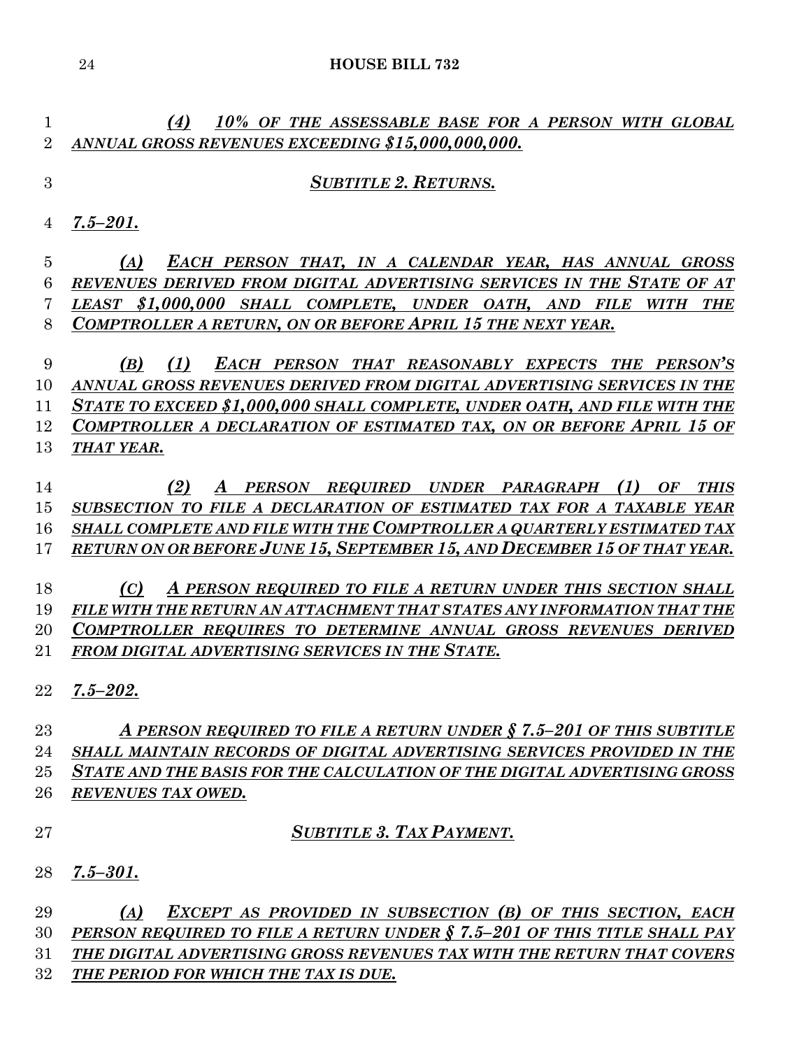***(4) 10% OF THE ASSESSABLE BASE FOR A PERSON WITH GLOBAL ANNUAL GROSS REVENUES EXCEEDING $15,000,000,000.***

### ***SUBTITLE 2. RETURNS.***

***7.5–201.***

***(A) EACH PERSON THAT, IN A CALENDAR YEAR, HAS ANNUAL GROSS REVENUES DERIVED FROM DIGITAL ADVERTISING SERVICES IN THE STATE OF AT LEAST $1,000,000 SHALL COMPLETE, UNDER OATH, AND FILE WITH THE COMPTROLLER A RETURN, ON OR BEFORE APRIL 15 THE NEXT YEAR.***

***(B) (1) EACH PERSON THAT REASONABLY EXPECTS THE PERSON'S ANNUAL GROSS REVENUES DERIVED FROM DIGITAL ADVERTISING SERVICES IN THE STATE TO EXCEED $1,000,000 SHALL COMPLETE, UNDER OATH, AND FILE WITH THE COMPTROLLER A DECLARATION OF ESTIMATED TAX, ON OR BEFORE APRIL 15 OF THAT YEAR.***

***(2) A PERSON REQUIRED UNDER PARAGRAPH (1) OF THIS SUBSECTION TO FILE A DECLARATION OF ESTIMATED TAX FOR A TAXABLE YEAR SHALL COMPLETE AND FILE WITH THE COMPTROLLER A QUARTERLY ESTIMATED TAX RETURN ON OR BEFORE JUNE 15, SEPTEMBER 15, AND DECEMBER 15 OF THAT YEAR.***

***(C) A PERSON REQUIRED TO FILE A RETURN UNDER THIS SECTION SHALL FILE WITH THE RETURN AN ATTACHMENT THAT STATES ANY INFORMATION THAT THE COMPTROLLER REQUIRES TO DETERMINE ANNUAL GROSS REVENUES DERIVED FROM DIGITAL ADVERTISING SERVICES IN THE STATE.***

***7.5–202.***

***A PERSON REQUIRED TO FILE A RETURN UNDER § 7.5–201 OF THIS SUBTITLE SHALL MAINTAIN RECORDS OF DIGITAL ADVERTISING SERVICES PROVIDED IN THE STATE AND THE BASIS FOR THE CALCULATION OF THE DIGITAL ADVERTISING GROSS REVENUES TAX OWED.***

### ***SUBTITLE 3. TAX PAYMENT.***

***7.5–301.***

***(A) EXCEPT AS PROVIDED IN SUBSECTION (B) OF THIS SECTION, EACH PERSON REQUIRED TO FILE A RETURN UNDER § 7.5–201 OF THIS TITLE SHALL PAY THE DIGITAL ADVERTISING GROSS REVENUES TAX WITH THE RETURN THAT COVERS THE PERIOD FOR WHICH THE TAX IS DUE.***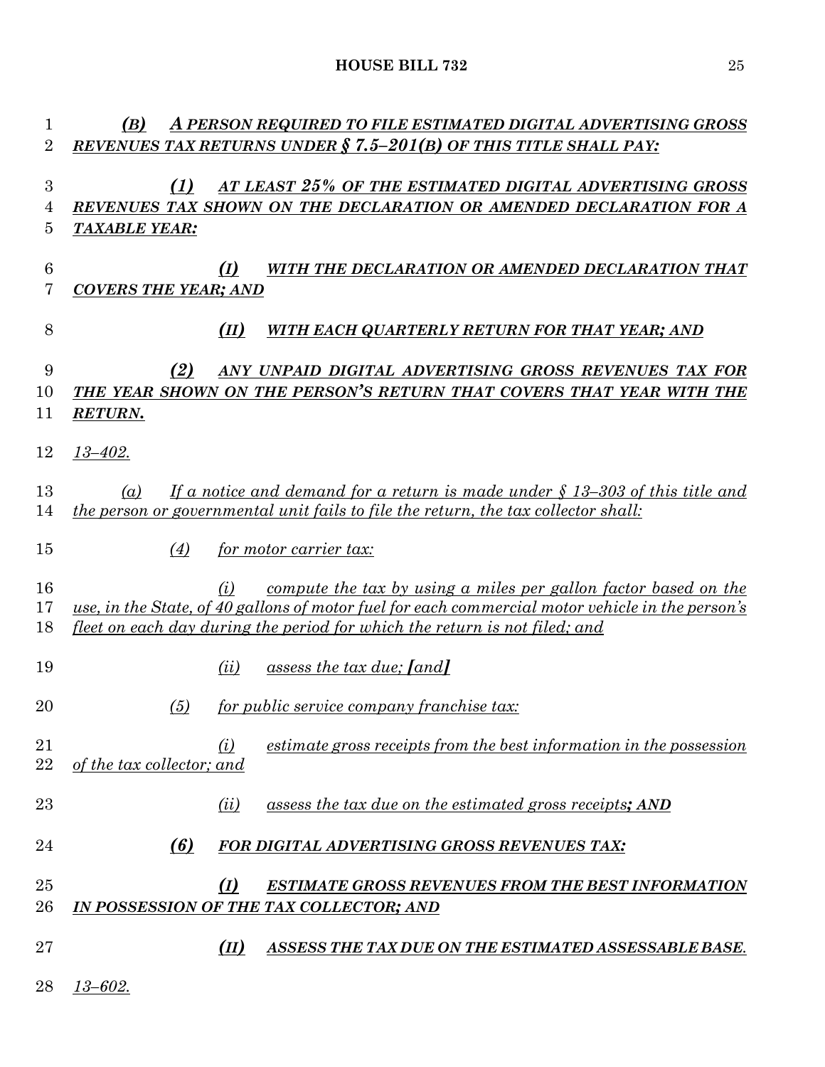*(B)* ***A PERSON REQUIRED TO FILE ESTIMATED DIGITAL ADVERTISING GROSS REVENUES TAX RETURNS UNDER § 7.5–201(B) OF THIS TITLE SHALL PAY:***

*(1)* ***AT LEAST 25% OF THE ESTIMATED DIGITAL ADVERTISING GROSS REVENUES TAX SHOWN ON THE DECLARATION OR AMENDED DECLARATION FOR A TAXABLE YEAR:***

*(I)* ***WITH THE DECLARATION OR AMENDED DECLARATION THAT COVERS THE YEAR; AND***

*(II)* ***WITH EACH QUARTERLY RETURN FOR THAT YEAR; AND***

*(2)* ***ANY UNPAID DIGITAL ADVERTISING GROSS REVENUES TAX FOR THE YEAR SHOWN ON THE PERSON'S RETURN THAT COVERS THAT YEAR WITH THE RETURN.***

*13–402.*

*(a) If a notice and demand for a return is made under § 13–303 of this title and the person or governmental unit fails to file the return, the tax collector shall:*

*(4) for motor carrier tax:*

*(i) compute the tax by using a miles per gallon factor based on the use, in the State, of 40 gallons of motor fuel for each commercial motor vehicle in the person's fleet on each day during the period for which the return is not filed; and*

*(ii) assess the tax due; **[**and**]***

*(5) for public service company franchise tax:*

*(i) estimate gross receipts from the best information in the possession of the tax collector; and*

*(ii) assess the tax due on the estimated gross receipts**; AND***

*(6)* ***FOR DIGITAL ADVERTISING GROSS REVENUES TAX:***

*(I)* ***ESTIMATE GROSS REVENUES FROM THE BEST INFORMATION IN POSSESSION OF THE TAX COLLECTOR; AND***

*(II)* ***ASSESS THE TAX DUE ON THE ESTIMATED ASSESSABLE BASE.***

*13–602.*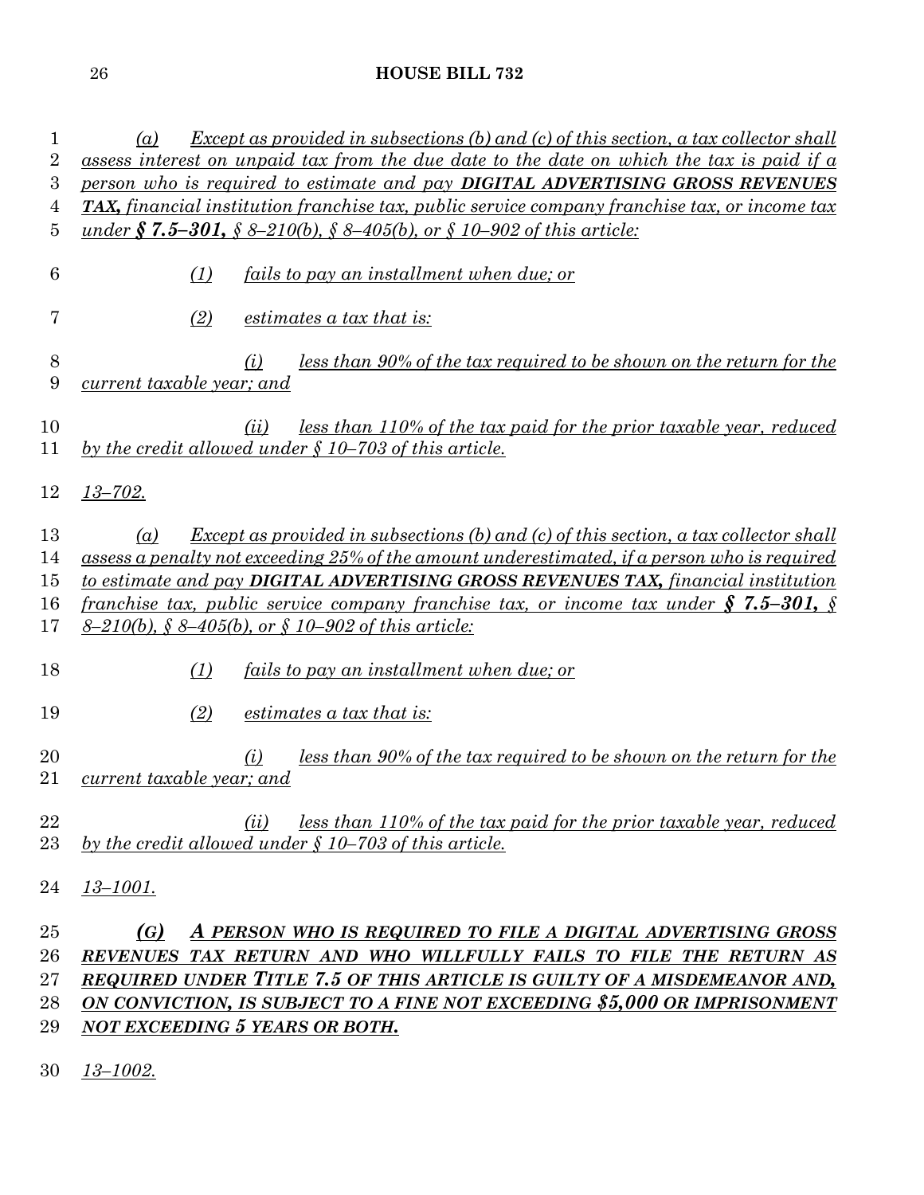*(a) Except as provided in subsections (b) and (c) of this section, a tax collector shall assess interest on unpaid tax from the due date to the date on which the tax is paid if a person who is required to estimate and pay* ***DIGITAL ADVERTISING GROSS REVENUES TAX,*** *financial institution franchise tax, public service company franchise tax, or income tax under* ***§ 7.5–301,*** *§ 8–210(b), § 8–405(b), or § 10–902 of this article:*

*(1) fails to pay an installment when due; or*

*(2) estimates a tax that is:*

*(i) less than 90% of the tax required to be shown on the return for the current taxable year; and*

*(ii) less than 110% of the tax paid for the prior taxable year, reduced by the credit allowed under § 10–703 of this article.*

*13–702.*

*(a) Except as provided in subsections (b) and (c) of this section, a tax collector shall assess a penalty not exceeding 25% of the amount underestimated, if a person who is required to estimate and pay* ***DIGITAL ADVERTISING GROSS REVENUES TAX,*** *financial institution franchise tax, public service company franchise tax, or income tax under* ***§ 7.5–301,*** *§ 8–210(b), § 8–405(b), or § 10–902 of this article:*

*(1) fails to pay an installment when due; or*

*(2) estimates a tax that is:*

*(i) less than 90% of the tax required to be shown on the return for the current taxable year; and*

*(ii) less than 110% of the tax paid for the prior taxable year, reduced by the credit allowed under § 10–703 of this article.*

*13–1001.*

***(G) A PERSON WHO IS REQUIRED TO FILE A DIGITAL ADVERTISING GROSS REVENUES TAX RETURN AND WHO WILLFULLY FAILS TO FILE THE RETURN AS REQUIRED UNDER TITLE 7.5 OF THIS ARTICLE IS GUILTY OF A MISDEMEANOR AND, ON CONVICTION, IS SUBJECT TO A FINE NOT EXCEEDING $5,000 OR IMPRISONMENT NOT EXCEEDING 5 YEARS OR BOTH.***

*13–1002.*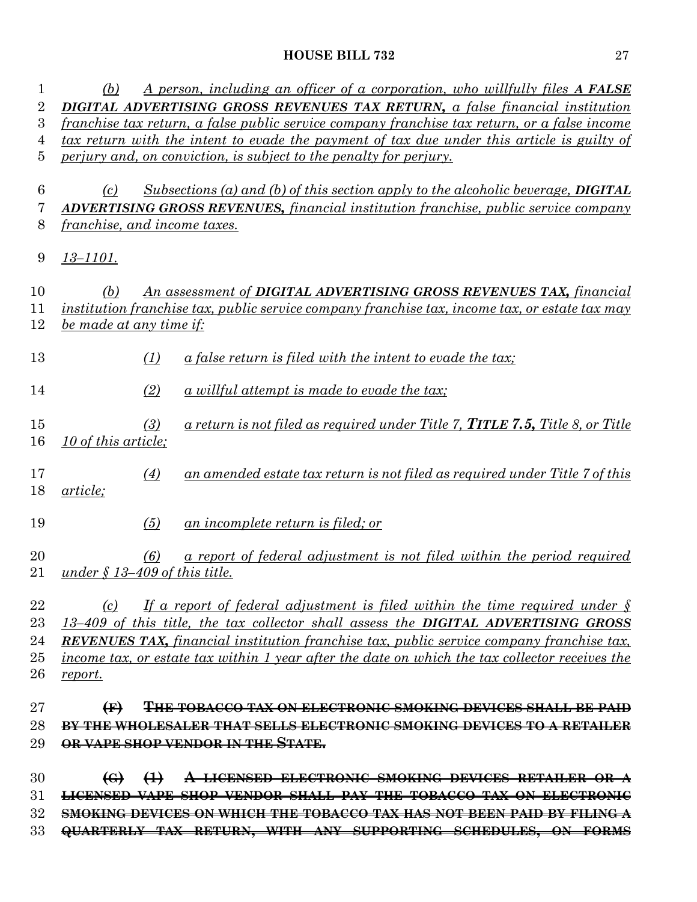*(b) A person, including an officer of a corporation, who willfully files* ***A FALSE DIGITAL ADVERTISING GROSS REVENUES TAX RETURN,*** *a false financial institution franchise tax return, a false public service company franchise tax return, or a false income tax return with the intent to evade the payment of tax due under this article is guilty of perjury and, on conviction, is subject to the penalty for perjury.*

*(c) Subsections (a) and (b) of this section apply to the alcoholic beverage,* ***DIGITAL ADVERTISING GROSS REVENUES,*** *financial institution franchise, public service company franchise, and income taxes.*

*13–1101.*

*(b) An assessment of* ***DIGITAL ADVERTISING GROSS REVENUES TAX,*** *financial institution franchise tax, public service company franchise tax, income tax, or estate tax may be made at any time if:*

*(1) a false return is filed with the intent to evade the tax;*

*(2) a willful attempt is made to evade the tax;*

*(3) a return is not filed as required under Title 7,* ***TITLE 7.5,*** *Title 8, or Title 10 of this article;*

*(4) an amended estate tax return is not filed as required under Title 7 of this article;*

*(5) an incomplete return is filed; or*

*(6) a report of federal adjustment is not filed within the period required under § 13–409 of this title.*

*(c) If a report of federal adjustment is filed within the time required under § 13–409 of this title, the tax collector shall assess the* ***DIGITAL ADVERTISING GROSS REVENUES TAX,*** *financial institution franchise tax, public service company franchise tax, income tax, or estate tax within 1 year after the date on which the tax collector receives the report.*

~~**(F) THE TOBACCO TAX ON ELECTRONIC SMOKING DEVICES SHALL BE PAID BY THE WHOLESALER THAT SELLS ELECTRONIC SMOKING DEVICES TO A RETAILER OR VAPE SHOP VENDOR IN THE STATE.**~~

~~**(G) (1) A LICENSED ELECTRONIC SMOKING DEVICES RETAILER OR A LICENSED VAPE SHOP VENDOR SHALL PAY THE TOBACCO TAX ON ELECTRONIC SMOKING DEVICES ON WHICH THE TOBACCO TAX HAS NOT BEEN PAID BY FILING A QUARTERLY TAX RETURN, WITH ANY SUPPORTING SCHEDULES, ON FORMS**~~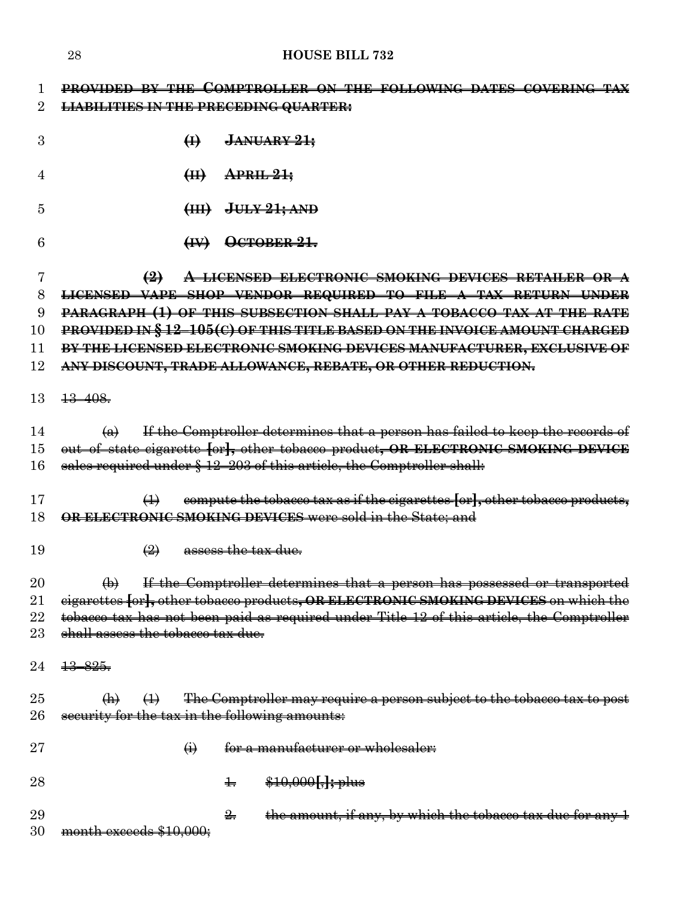~~**PROVIDED BY THE COMPTROLLER ON THE FOLLOWING DATES COVERING TAX LIABILITIES IN THE PRECEDING QUARTER:**~~

~~**(I) JANUARY 21;**~~

~~**(II) APRIL 21;**~~

~~**(III) JULY 21; AND**~~

~~**(IV) OCTOBER 21.**~~

~~**(2) A LICENSED ELECTRONIC SMOKING DEVICES RETAILER OR A LICENSED VAPE SHOP VENDOR REQUIRED TO FILE A TAX RETURN UNDER PARAGRAPH (1) OF THIS SUBSECTION SHALL PAY A TOBACCO TAX AT THE RATE PROVIDED IN § 12–105(C) OF THIS TITLE BASED ON THE INVOICE AMOUNT CHARGED BY THE LICENSED ELECTRONIC SMOKING DEVICES MANUFACTURER, EXCLUSIVE OF ANY DISCOUNT, TRADE ALLOWANCE, REBATE, OR OTHER REDUCTION.**~~

~~13–408.~~

~~(a) If the Comptroller determines that a person has failed to keep the records of out–of–state cigarette **[**or**]**, other tobacco product**, OR ELECTRONIC SMOKING DEVICE** sales required under § 12–203 of this article, the Comptroller shall:~~

~~(1) compute the tobacco tax as if the cigarettes **[**or**]**, other tobacco products**, OR ELECTRONIC SMOKING DEVICES** were sold in the State; and~~

~~(2) assess the tax due.~~

~~(b) If the Comptroller determines that a person has possessed or transported cigarettes **[**or**]**, other tobacco products**, OR ELECTRONIC SMOKING DEVICES** on which the tobacco tax has not been paid as required under Title 12 of this article, the Comptroller shall assess the tobacco tax due.~~

~~13–825.~~

~~(h) (1) The Comptroller may require a person subject to the tobacco tax to post security for the tax in the following amounts:~~

~~(i) for a manufacturer or wholesaler:~~

~~1. $10,000**[**,**]**; plus~~

~~2. the amount, if any, by which the tobacco tax due for any 1 month exceeds $10,000;~~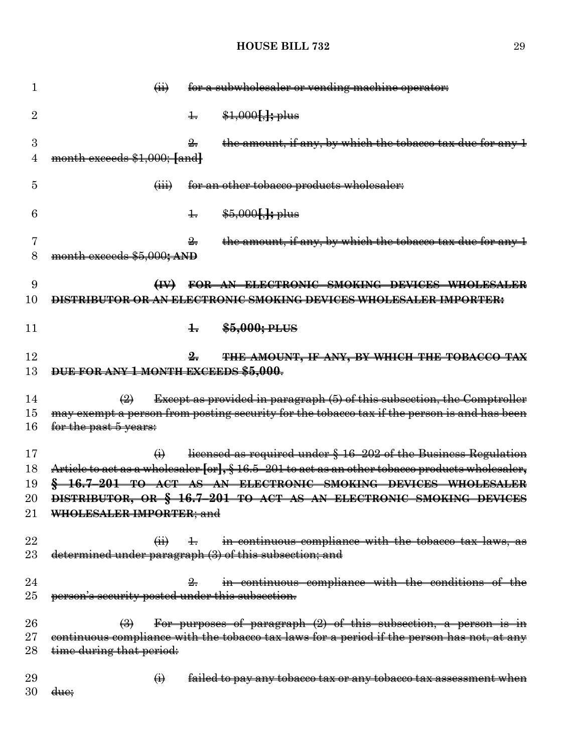(ii) for a subwholesaler or vending machine operator:

1. $1,000[,]; plus

2. the amount, if any, by which the tobacco tax due for any 1 month exceeds $1,000; [and]

(iii) for an other tobacco products wholesaler:

1. $5,000[,]; plus

2. the amount, if any, by which the tobacco tax due for any 1 month exceeds $5,000**; AND**

**(IV) FOR AN ELECTRONIC SMOKING DEVICES WHOLESALER DISTRIBUTOR OR AN ELECTRONIC SMOKING DEVICES WHOLESALER IMPORTER:**

**1. $5,000; PLUS**

**2. THE AMOUNT, IF ANY, BY WHICH THE TOBACCO TAX DUE FOR ANY 1 MONTH EXCEEDS $5,000**.

(2) Except as provided in paragraph (5) of this subsection, the Comptroller may exempt a person from posting security for the tobacco tax if the person is and has been for the past 5 years:

(i) licensed as required under § 16–202 of the Business Regulation Article to act as a wholesaler [or]**,** § 16.5–201 to act as an other tobacco products wholesaler**, § 16.7–201 TO ACT AS AN ELECTRONIC SMOKING DEVICES WHOLESALER DISTRIBUTOR, OR § 16.7–201 TO ACT AS AN ELECTRONIC SMOKING DEVICES WHOLESALER IMPORTER**; and

(ii) 1. in continuous compliance with the tobacco tax laws, as determined under paragraph (3) of this subsection; and

2. in continuous compliance with the conditions of the person's security posted under this subsection.

(3) For purposes of paragraph (2) of this subsection, a person is in continuous compliance with the tobacco tax laws for a period if the person has not, at any time during that period:

(i) failed to pay any tobacco tax or any tobacco tax assessment when due;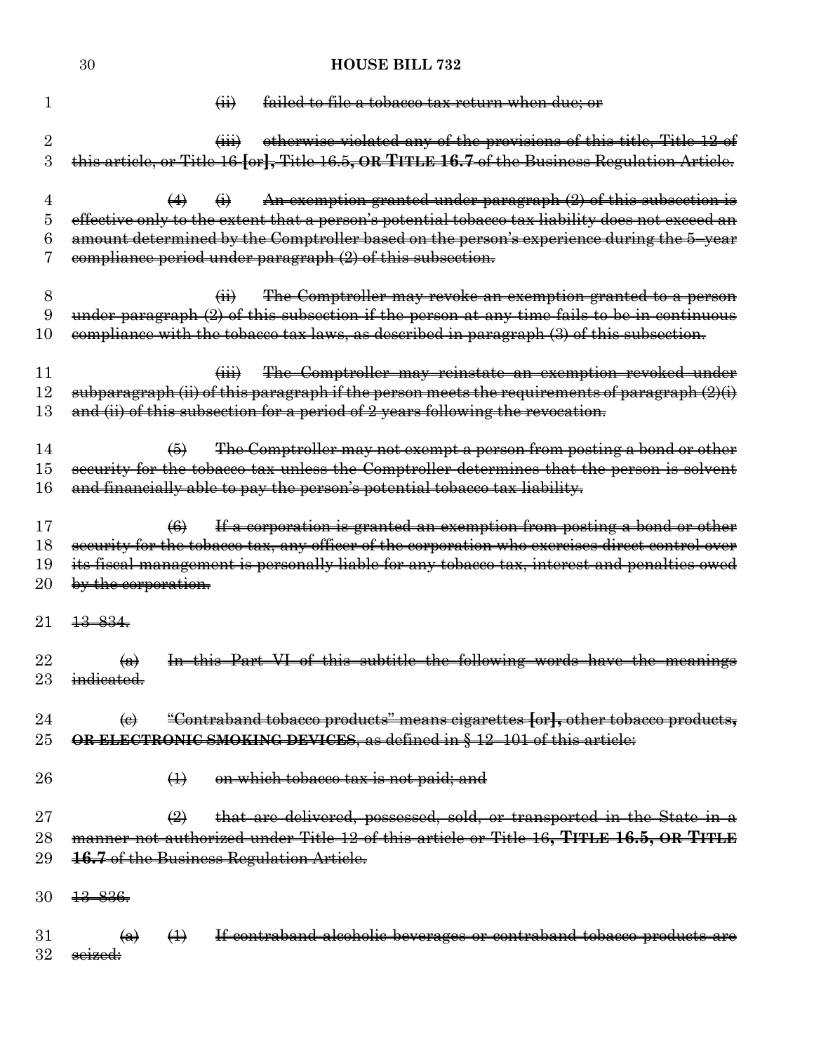(ii) ~~failed to file a tobacco tax return when due; or~~

(iii) ~~otherwise violated any of the provisions of this title, Title 12 of this article, or Title 16 [or], Title 16.5, **OR TITLE 16.7** of the Business Regulation Article.~~

(4) (i) ~~An exemption granted under paragraph (2) of this subsection is effective only to the extent that a person's potential tobacco tax liability does not exceed an amount determined by the Comptroller based on the person's experience during the 5–year compliance period under paragraph (2) of this subsection.~~

(ii) ~~The Comptroller may revoke an exemption granted to a person under paragraph (2) of this subsection if the person at any time fails to be in continuous compliance with the tobacco tax laws, as described in paragraph (3) of this subsection.~~

(iii) ~~The Comptroller may reinstate an exemption revoked under subparagraph (ii) of this paragraph if the person meets the requirements of paragraph (2)(i) and (ii) of this subsection for a period of 2 years following the revocation.~~

(5) ~~The Comptroller may not exempt a person from posting a bond or other security for the tobacco tax unless the Comptroller determines that the person is solvent and financially able to pay the person's potential tobacco tax liability.~~

(6) ~~If a corporation is granted an exemption from posting a bond or other security for the tobacco tax, any officer of the corporation who exercises direct control over its fiscal management is personally liable for any tobacco tax, interest and penalties owed by the corporation.~~

~~13–834.~~

(a) ~~In this Part VI of this subtitle the following words have the meanings indicated.~~

(c) ~~"Contraband tobacco products" means cigarettes [or], other tobacco products, **OR ELECTRONIC SMOKING DEVICES**, as defined in § 12–101 of this article:~~

(1) ~~on which tobacco tax is not paid; and~~

(2) ~~that are delivered, possessed, sold, or transported in the State in a manner not authorized under Title 12 of this article or Title 16, **TITLE 16.5, OR TITLE 16.7** of the Business Regulation Article.~~

~~13–836.~~

(a) (1) ~~If contraband alcoholic beverages or contraband tobacco products are seized:~~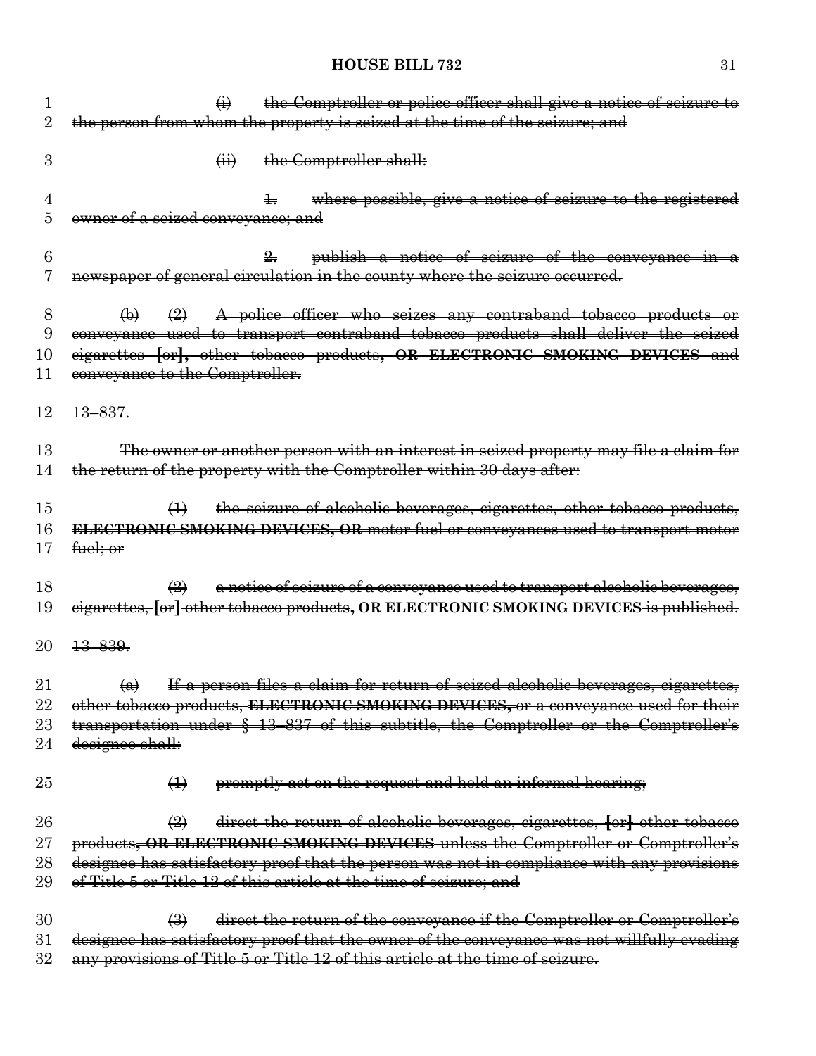(i) the Comptroller or police officer shall give a notice of seizure to the person from whom the property is seized at the time of the seizure; and

(ii) the Comptroller shall:

1. where possible, give a notice of seizure to the registered owner of a seized conveyance; and

2. publish a notice of seizure of the conveyance in a newspaper of general circulation in the county where the seizure occurred.

(b) (2) A police officer who seizes any contraband tobacco products or conveyance used to transport contraband tobacco products shall deliver the seized cigarettes [or], other tobacco products, **OR ELECTRONIC SMOKING DEVICES** and conveyance to the Comptroller.

13–837.

The owner or another person with an interest in seized property may file a claim for the return of the property with the Comptroller within 30 days after:

(1) the seizure of alcoholic beverages, cigarettes, other tobacco products, **ELECTRONIC SMOKING DEVICES, OR** motor fuel or conveyances used to transport motor fuel; or

(2) a notice of seizure of a conveyance used to transport alcoholic beverages, cigarettes, [or] other tobacco products, **OR ELECTRONIC SMOKING DEVICES** is published.

13–839.

(a) If a person files a claim for return of seized alcoholic beverages, cigarettes, other tobacco products, **ELECTRONIC SMOKING DEVICES,** or a conveyance used for their transportation under § 13–837 of this subtitle, the Comptroller or the Comptroller's designee shall:

(1) promptly act on the request and hold an informal hearing;

(2) direct the return of alcoholic beverages, cigarettes, [or] other tobacco products, **OR ELECTRONIC SMOKING DEVICES** unless the Comptroller or Comptroller's designee has satisfactory proof that the person was not in compliance with any provisions of Title 5 or Title 12 of this article at the time of seizure; and

(3) direct the return of the conveyance if the Comptroller or Comptroller's designee has satisfactory proof that the owner of the conveyance was not willfully evading any provisions of Title 5 or Title 12 of this article at the time of seizure.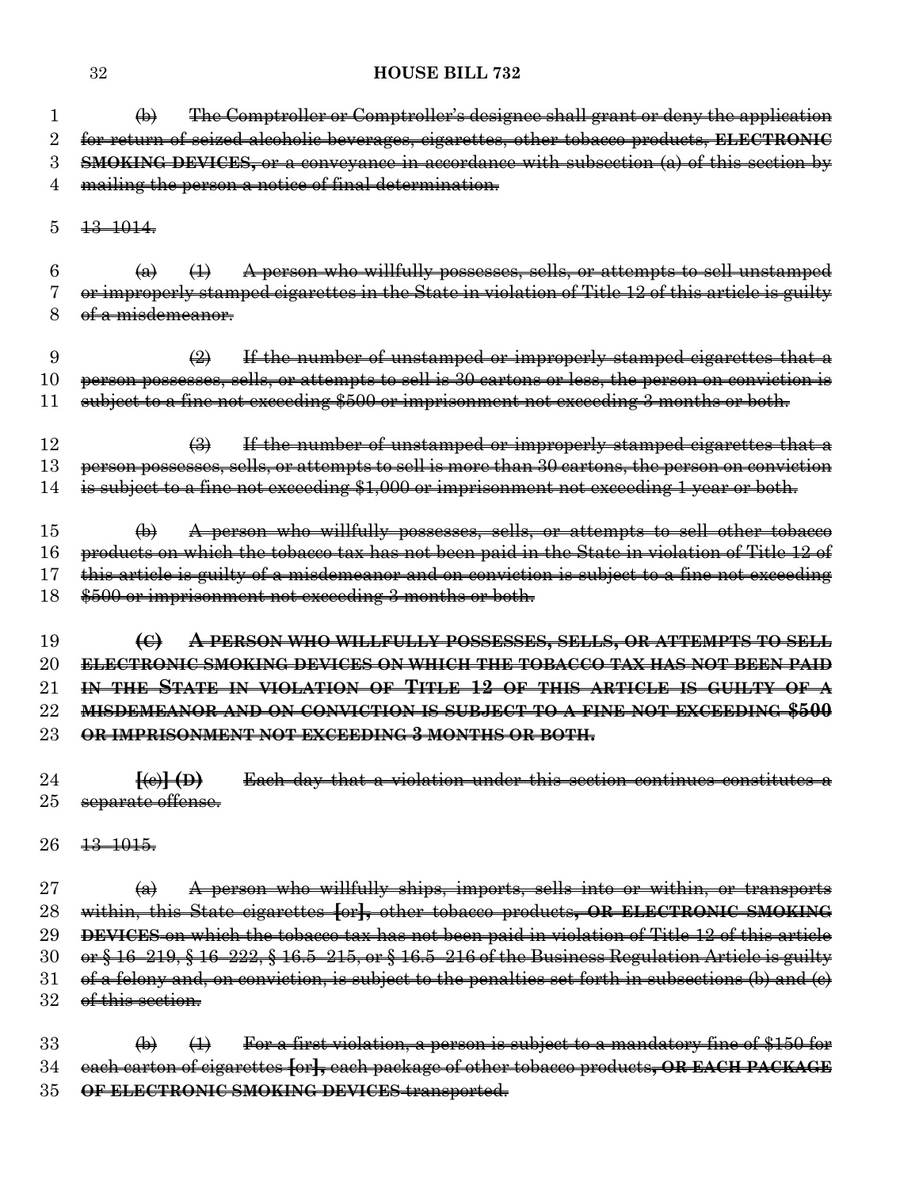(b) The Comptroller or Comptroller's designee shall grant or deny the application for return of seized alcoholic beverages, cigarettes, other tobacco products, **ELECTRONIC SMOKING DEVICES,** or a conveyance in accordance with subsection (a) of this section by mailing the person a notice of final determination.

13–1014.

(a) (1) A person who willfully possesses, sells, or attempts to sell unstamped or improperly stamped cigarettes in the State in violation of Title 12 of this article is guilty of a misdemeanor.

(2) If the number of unstamped or improperly stamped cigarettes that a person possesses, sells, or attempts to sell is 30 cartons or less, the person on conviction is subject to a fine not exceeding $500 or imprisonment not exceeding 3 months or both.

(3) If the number of unstamped or improperly stamped cigarettes that a person possesses, sells, or attempts to sell is more than 30 cartons, the person on conviction is subject to a fine not exceeding $1,000 or imprisonment not exceeding 1 year or both.

(b) A person who willfully possesses, sells, or attempts to sell other tobacco products on which the tobacco tax has not been paid in the State in violation of Title 12 of this article is guilty of a misdemeanor and on conviction is subject to a fine not exceeding $500 or imprisonment not exceeding 3 months or both.

**(C) A PERSON WHO WILLFULLY POSSESSES, SELLS, OR ATTEMPTS TO SELL ELECTRONIC SMOKING DEVICES ON WHICH THE TOBACCO TAX HAS NOT BEEN PAID IN THE STATE IN VIOLATION OF TITLE 12 OF THIS ARTICLE IS GUILTY OF A MISDEMEANOR AND ON CONVICTION IS SUBJECT TO A FINE NOT EXCEEDING $500 OR IMPRISONMENT NOT EXCEEDING 3 MONTHS OR BOTH.**

**[**(c)**] (D)** Each day that a violation under this section continues constitutes a separate offense.

13–1015.

(a) A person who willfully ships, imports, sells into or within, or transports within, this State cigarettes **[**or**],** other tobacco products**, OR ELECTRONIC SMOKING DEVICES** on which the tobacco tax has not been paid in violation of Title 12 of this article or § 16–219, § 16–222, § 16.5–215, or § 16.5–216 of the Business Regulation Article is guilty of a felony and, on conviction, is subject to the penalties set forth in subsections (b) and (c) of this section.

(b) (1) For a first violation, a person is subject to a mandatory fine of $150 for each carton of cigarettes **[**or**],** each package of other tobacco products**, OR EACH PACKAGE OF ELECTRONIC SMOKING DEVICES** transported.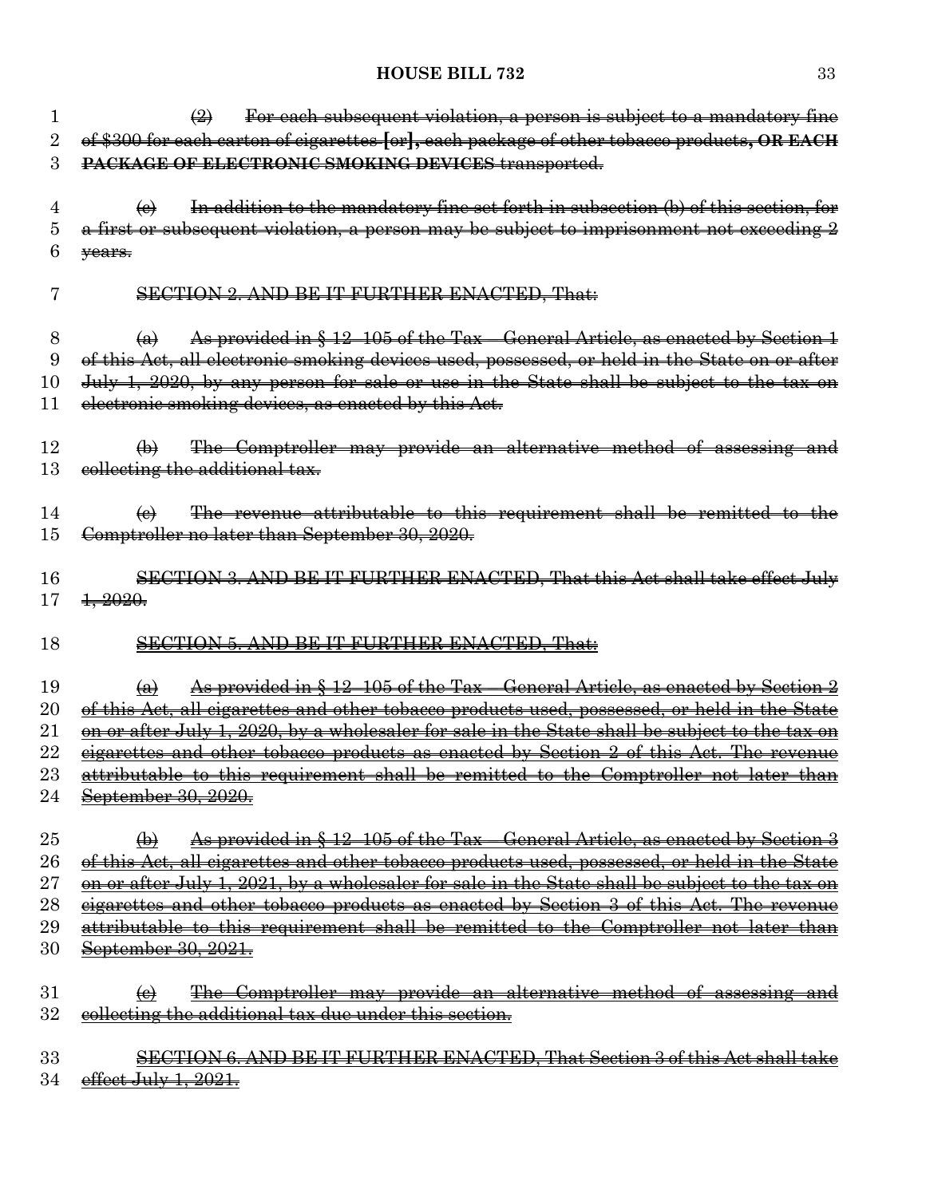(2) For each subsequent violation, a person is subject to a mandatory fine of $300 for each carton of cigarettes [or], each package of other tobacco products, **OR EACH PACKAGE OF ELECTRONIC SMOKING DEVICES** transported.

(c) In addition to the mandatory fine set forth in subsection (b) of this section, for a first or subsequent violation, a person may be subject to imprisonment not exceeding 2 years.

SECTION 2. AND BE IT FURTHER ENACTED, That:

(a) As provided in § 12–105 of the Tax – General Article, as enacted by Section 1 of this Act, all electronic smoking devices used, possessed, or held in the State on or after July 1, 2020, by any person for sale or use in the State shall be subject to the tax on electronic smoking devices, as enacted by this Act.

(b) The Comptroller may provide an alternative method of assessing and collecting the additional tax.

(c) The revenue attributable to this requirement shall be remitted to the Comptroller no later than September 30, 2020.

SECTION 3. AND BE IT FURTHER ENACTED, That this Act shall take effect July 1, 2020.

SECTION 5. AND BE IT FURTHER ENACTED, That:

(a) As provided in § 12–105 of the Tax – General Article, as enacted by Section 2 of this Act, all cigarettes and other tobacco products used, possessed, or held in the State on or after July 1, 2020, by a wholesaler for sale in the State shall be subject to the tax on cigarettes and other tobacco products as enacted by Section 2 of this Act. The revenue attributable to this requirement shall be remitted to the Comptroller not later than September 30, 2020.

(b) As provided in § 12–105 of the Tax – General Article, as enacted by Section 3 of this Act, all cigarettes and other tobacco products used, possessed, or held in the State on or after July 1, 2021, by a wholesaler for sale in the State shall be subject to the tax on cigarettes and other tobacco products as enacted by Section 3 of this Act. The revenue attributable to this requirement shall be remitted to the Comptroller not later than September 30, 2021.

(c) The Comptroller may provide an alternative method of assessing and collecting the additional tax due under this section.

SECTION 6. AND BE IT FURTHER ENACTED, That Section 3 of this Act shall take effect July 1, 2021.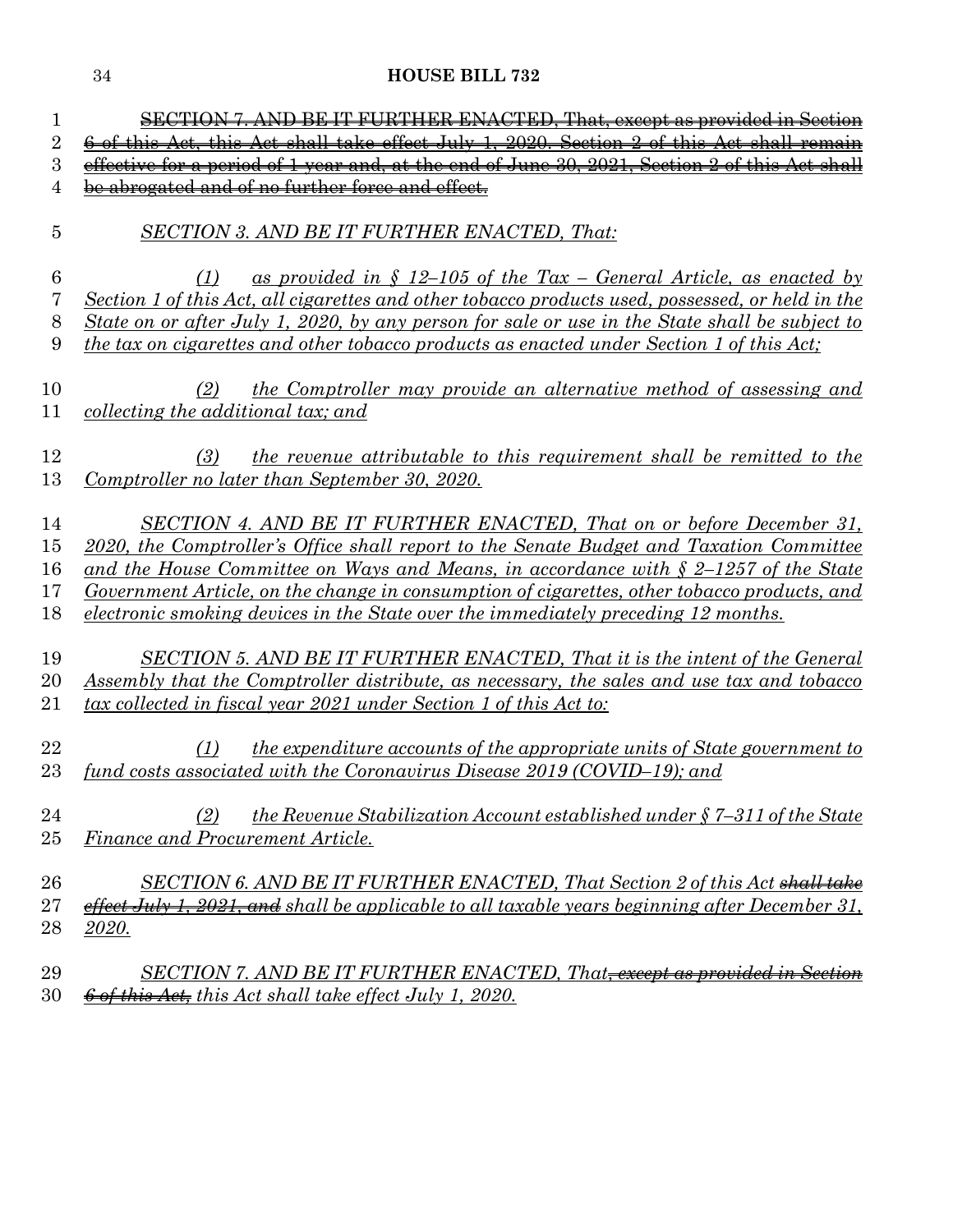~~SECTION 7. AND BE IT FURTHER ENACTED, That, except as provided in Section 6 of this Act, this Act shall take effect July 1, 2020. Section 2 of this Act shall remain effective for a period of 1 year and, at the end of June 30, 2021, Section 2 of this Act shall be abrogated and of no further force and effect.~~

*SECTION 3. AND BE IT FURTHER ENACTED, That:*

*(1) as provided in § 12–105 of the Tax – General Article, as enacted by Section 1 of this Act, all cigarettes and other tobacco products used, possessed, or held in the State on or after July 1, 2020, by any person for sale or use in the State shall be subject to the tax on cigarettes and other tobacco products as enacted under Section 1 of this Act;*

*(2) the Comptroller may provide an alternative method of assessing and collecting the additional tax; and*

*(3) the revenue attributable to this requirement shall be remitted to the Comptroller no later than September 30, 2020.*

*SECTION 4. AND BE IT FURTHER ENACTED, That on or before December 31, 2020, the Comptroller's Office shall report to the Senate Budget and Taxation Committee and the House Committee on Ways and Means, in accordance with § 2–1257 of the State Government Article, on the change in consumption of cigarettes, other tobacco products, and electronic smoking devices in the State over the immediately preceding 12 months.*

*SECTION 5. AND BE IT FURTHER ENACTED, That it is the intent of the General Assembly that the Comptroller distribute, as necessary, the sales and use tax and tobacco tax collected in fiscal year 2021 under Section 1 of this Act to:*

*(1) the expenditure accounts of the appropriate units of State government to fund costs associated with the Coronavirus Disease 2019 (COVID–19); and*

*(2) the Revenue Stabilization Account established under § 7–311 of the State Finance and Procurement Article.*

*SECTION 6. AND BE IT FURTHER ENACTED, That Section 2 of this Act ~~shall take effect July 1, 2021, and~~ shall be applicable to all taxable years beginning after December 31, 2020.*

*SECTION 7. AND BE IT FURTHER ENACTED, That~~, except as provided in Section 6 of this Act,~~ this Act shall take effect July 1, 2020.*